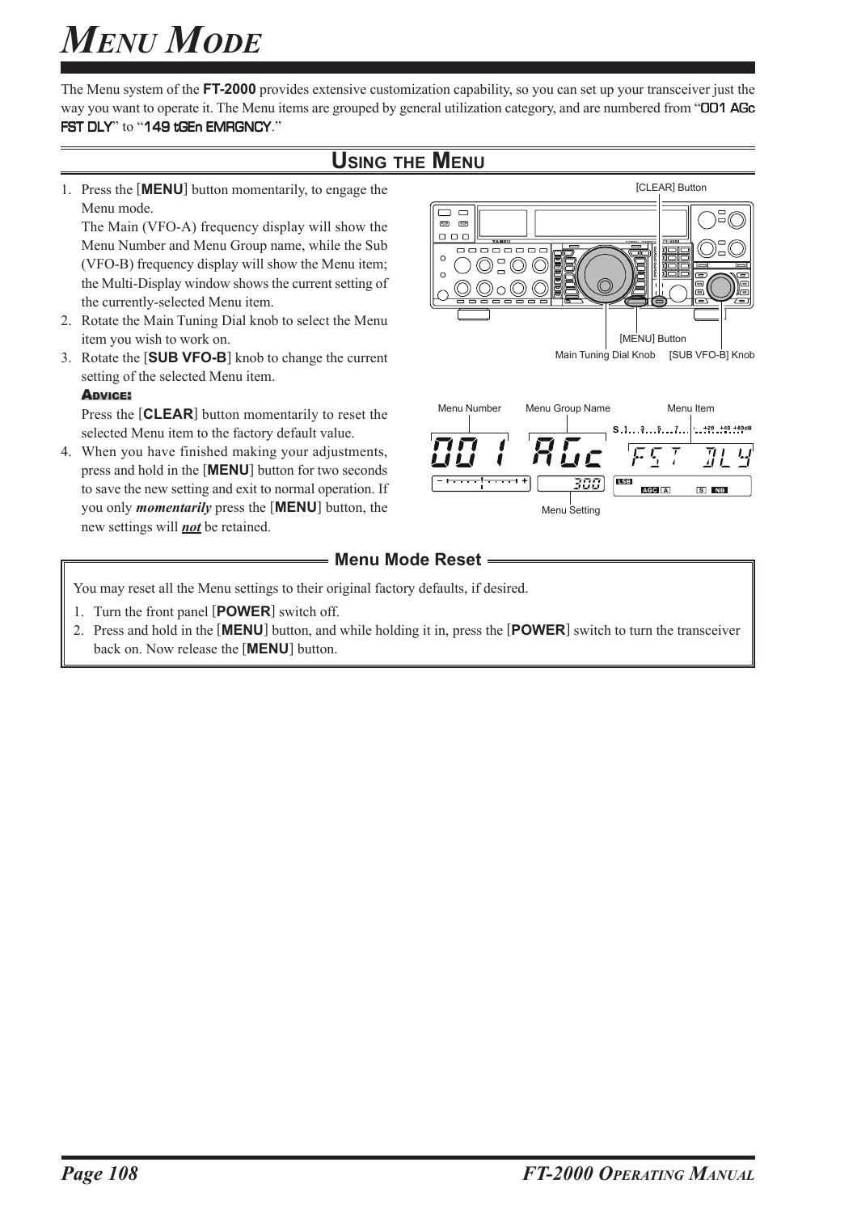# Menu Mode

The Menu system of the **FT-2000** provides extensive customization capability, so you can set up your transceiver just the way you want to operate it. The Menu items are grouped by general utilization category, and are numbered from "001 AGc FST DLY" to "149 tGEn EMRGNCY."

## Using the Menu

1. Press the [**MENU**] button momentarily, to engage the Menu mode.
   The Main (VFO-A) frequency display will show the Menu Number and Menu Group name, while the Sub (VFO-B) frequency display will show the Menu item; the Multi-Display window shows the current setting of the currently-selected Menu item.
2. Rotate the Main Tuning Dial knob to select the Menu item you wish to work on.
3. Rotate the [**SUB VFO-B**] knob to change the current setting of the selected Menu item.
   **Advice:**
   Press the [**CLEAR**] button momentarily to reset the selected Menu item to the factory default value.
4. When you have finished making your adjustments, press and hold in the [**MENU**] button for two seconds to save the new setting and exit to normal operation. If you only ***momentarily*** press the [**MENU**] button, the new settings will ***not*** be retained.

[CLEAR] Button

[MENU] Button

Main Tuning Dial Knob

[SUB VFO-B] Knob

Menu Number

Menu Group Name

Menu Item

Menu Setting

### Menu Mode Reset

You may reset all the Menu settings to their original factory defaults, if desired.

1. Turn the front panel [**POWER**] switch off.
2. Press and hold in the [**MENU**] button, and while holding it in, press the [**POWER**] switch to turn the transceiver back on. Now release the [**MENU**] button.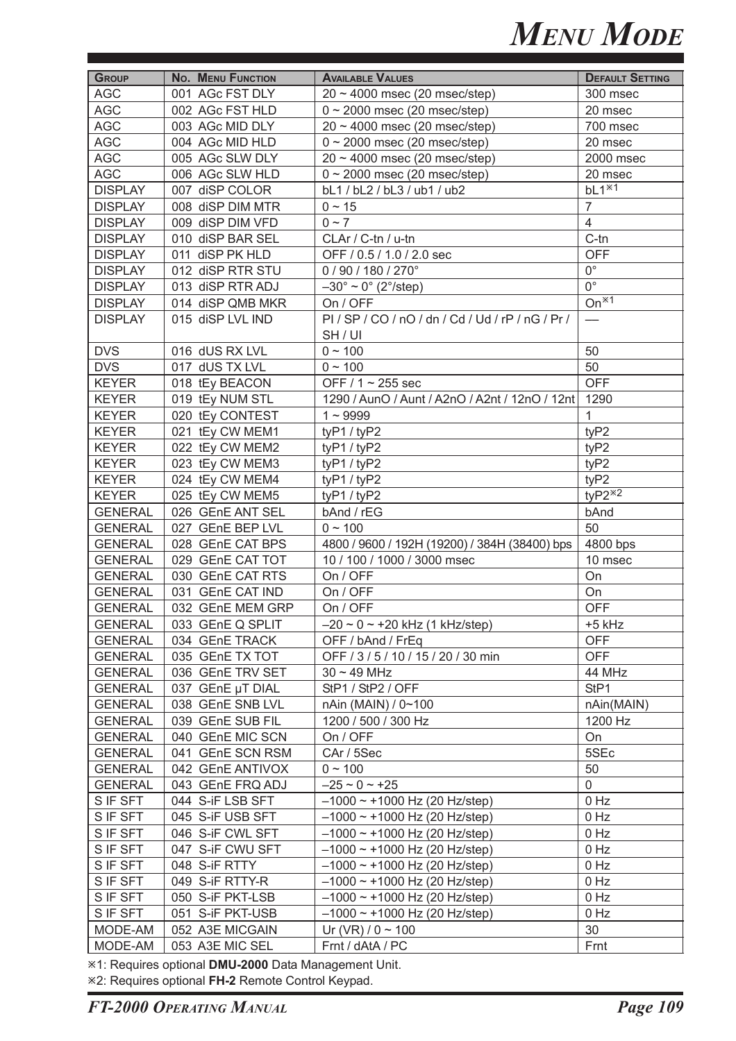# Menu Mode

| Group | No. Menu Function | Available Values | Default Setting |
|---|---|---|---|
| AGC | 001 AGc FST DLY | 20 ~ 4000 msec (20 msec/step) | 300 msec |
| AGC | 002 AGc FST HLD | 0 ~ 2000 msec (20 msec/step) | 20 msec |
| AGC | 003 AGc MID DLY | 20 ~ 4000 msec (20 msec/step) | 700 msec |
| AGC | 004 AGc MID HLD | 0 ~ 2000 msec (20 msec/step) | 20 msec |
| AGC | 005 AGc SLW DLY | 20 ~ 4000 msec (20 msec/step) | 2000 msec |
| AGC | 006 AGc SLW HLD | 0 ~ 2000 msec (20 msec/step) | 20 msec |
| DISPLAY | 007 diSP COLOR | bL1 / bL2 / bL3 / ub1 / ub2 | bL1※1 |
| DISPLAY | 008 diSP DIM MTR | 0 ~ 15 | 7 |
| DISPLAY | 009 diSP DIM VFD | 0 ~ 7 | 4 |
| DISPLAY | 010 diSP BAR SEL | CLAr / C-tn / u-tn | C-tn |
| DISPLAY | 011 diSP PK HLD | OFF / 0.5 / 1.0 / 2.0 sec | OFF |
| DISPLAY | 012 diSP RTR STU | 0 / 90 / 180 / 270° | 0° |
| DISPLAY | 013 diSP RTR ADJ | –30° ~ 0° (2°/step) | 0° |
| DISPLAY | 014 diSP QMB MKR | On / OFF | On※1 |
| DISPLAY | 015 diSP LVL IND | PI / SP / CO / nO / dn / Cd / Ud / rP / nG / Pr / SH / UI | — |
| DVS | 016 dUS RX LVL | 0 ~ 100 | 50 |
| DVS | 017 dUS TX LVL | 0 ~ 100 | 50 |
| KEYER | 018 tEy BEACON | OFF / 1 ~ 255 sec | OFF |
| KEYER | 019 tEy NUM STL | 1290 / AunO / Aunt / A2nO / A2nt / 12nO / 12nt | 1290 |
| KEYER | 020 tEy CONTEST | 1 ~ 9999 | 1 |
| KEYER | 021 tEy CW MEM1 | tyP1 / tyP2 | tyP2 |
| KEYER | 022 tEy CW MEM2 | tyP1 / tyP2 | tyP2 |
| KEYER | 023 tEy CW MEM3 | tyP1 / tyP2 | tyP2 |
| KEYER | 024 tEy CW MEM4 | tyP1 / tyP2 | tyP2 |
| KEYER | 025 tEy CW MEM5 | tyP1 / tyP2 | tyP2※2 |
| GENERAL | 026 GEnE ANT SEL | bAnd / rEG | bAnd |
| GENERAL | 027 GEnE BEP LVL | 0 ~ 100 | 50 |
| GENERAL | 028 GEnE CAT BPS | 4800 / 9600 / 192H (19200) / 384H (38400) bps | 4800 bps |
| GENERAL | 029 GEnE CAT TOT | 10 / 100 / 1000 / 3000 msec | 10 msec |
| GENERAL | 030 GEnE CAT RTS | On / OFF | On |
| GENERAL | 031 GEnE CAT IND | On / OFF | On |
| GENERAL | 032 GEnE MEM GRP | On / OFF | OFF |
| GENERAL | 033 GEnE Q SPLIT | –20 ~ 0 ~ +20 kHz (1 kHz/step) | +5 kHz |
| GENERAL | 034 GEnE TRACK | OFF / bAnd / FrEq | OFF |
| GENERAL | 035 GEnE TX TOT | OFF / 3 / 5 / 10 / 15 / 20 / 30 min | OFF |
| GENERAL | 036 GEnE TRV SET | 30 ~ 49 MHz | 44 MHz |
| GENERAL | 037 GEnE µT DIAL | StP1 / StP2 / OFF | StP1 |
| GENERAL | 038 GEnE SNB LVL | nAin (MAIN) / 0~100 | nAin(MAIN) |
| GENERAL | 039 GEnE SUB FIL | 1200 / 500 / 300 Hz | 1200 Hz |
| GENERAL | 040 GEnE MIC SCN | On / OFF | On |
| GENERAL | 041 GEnE SCN RSM | CAr / 5Sec | 5SEc |
| GENERAL | 042 GEnE ANTIVOX | 0 ~ 100 | 50 |
| GENERAL | 043 GEnE FRQ ADJ | –25 ~ 0 ~ +25 | 0 |
| S IF SFT | 044 S-iF LSB SFT | –1000 ~ +1000 Hz (20 Hz/step) | 0 Hz |
| S IF SFT | 045 S-iF USB SFT | –1000 ~ +1000 Hz (20 Hz/step) | 0 Hz |
| S IF SFT | 046 S-iF CWL SFT | –1000 ~ +1000 Hz (20 Hz/step) | 0 Hz |
| S IF SFT | 047 S-iF CWU SFT | –1000 ~ +1000 Hz (20 Hz/step) | 0 Hz |
| S IF SFT | 048 S-iF RTTY | –1000 ~ +1000 Hz (20 Hz/step) | 0 Hz |
| S IF SFT | 049 S-iF RTTY-R | –1000 ~ +1000 Hz (20 Hz/step) | 0 Hz |
| S IF SFT | 050 S-iF PKT-LSB | –1000 ~ +1000 Hz (20 Hz/step) | 0 Hz |
| S IF SFT | 051 S-iF PKT-USB | –1000 ~ +1000 Hz (20 Hz/step) | 0 Hz |
| MODE-AM | 052 A3E MICGAIN | Ur (VR) / 0 ~ 100 | 30 |
| MODE-AM | 053 A3E MIC SEL | Frnt / dAtA / PC | Frnt |

※1: Requires optional **DMU-2000** Data Management Unit.
※2: Requires optional **FH-2** Remote Control Keypad.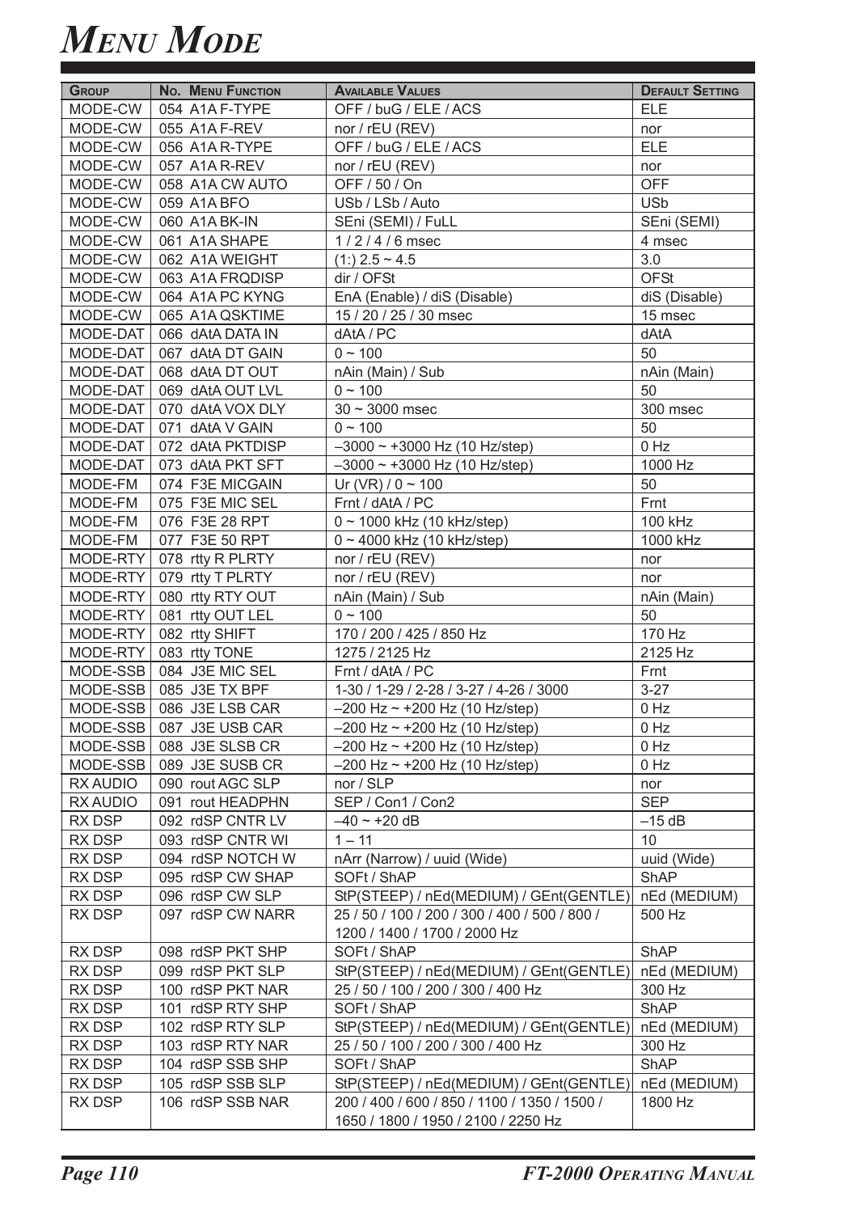# MENU MODE

| GROUP | NO. MENU FUNCTION | AVAILABLE VALUES | DEFAULT SETTING |
|---|---|---|---|
| MODE-CW | 054 A1A F-TYPE | OFF / buG / ELE / ACS | ELE |
| MODE-CW | 055 A1A F-REV | nor / rEU (REV) | nor |
| MODE-CW | 056 A1A R-TYPE | OFF / buG / ELE / ACS | ELE |
| MODE-CW | 057 A1A R-REV | nor / rEU (REV) | nor |
| MODE-CW | 058 A1A CW AUTO | OFF / 50 / On | OFF |
| MODE-CW | 059 A1A BFO | USb / LSb / Auto | USb |
| MODE-CW | 060 A1A BK-IN | SEni (SEMI) / FuLL | SEni (SEMI) |
| MODE-CW | 061 A1A SHAPE | 1 / 2 / 4 / 6 msec | 4 msec |
| MODE-CW | 062 A1A WEIGHT | (1:) 2.5 ~ 4.5 | 3.0 |
| MODE-CW | 063 A1A FRQDISP | dir / OFSt | OFSt |
| MODE-CW | 064 A1A PC KYNG | EnA (Enable) / diS (Disable) | diS (Disable) |
| MODE-CW | 065 A1A QSKTIME | 15 / 20 / 25 / 30 msec | 15 msec |
| MODE-DAT | 066 dAtA DATA IN | dAtA / PC | dAtA |
| MODE-DAT | 067 dAtA DT GAIN | 0 ~ 100 | 50 |
| MODE-DAT | 068 dAtA DT OUT | nAin (Main) / Sub | nAin (Main) |
| MODE-DAT | 069 dAtA OUT LVL | 0 ~ 100 | 50 |
| MODE-DAT | 070 dAtA VOX DLY | 30 ~ 3000 msec | 300 msec |
| MODE-DAT | 071 dAtA V GAIN | 0 ~ 100 | 50 |
| MODE-DAT | 072 dAtA PKTDISP | –3000 ~ +3000 Hz (10 Hz/step) | 0 Hz |
| MODE-DAT | 073 dAtA PKT SFT | –3000 ~ +3000 Hz (10 Hz/step) | 1000 Hz |
| MODE-FM | 074 F3E MICGAIN | Ur (VR) / 0 ~ 100 | 50 |
| MODE-FM | 075 F3E MIC SEL | Frnt / dAtA / PC | Frnt |
| MODE-FM | 076 F3E 28 RPT | 0 ~ 1000 kHz (10 kHz/step) | 100 kHz |
| MODE-FM | 077 F3E 50 RPT | 0 ~ 4000 kHz (10 kHz/step) | 1000 kHz |
| MODE-RTY | 078 rtty R PLRTY | nor / rEU (REV) | nor |
| MODE-RTY | 079 rtty T PLRTY | nor / rEU (REV) | nor |
| MODE-RTY | 080 rtty RTY OUT | nAin (Main) / Sub | nAin (Main) |
| MODE-RTY | 081 rtty OUT LEL | 0 ~ 100 | 50 |
| MODE-RTY | 082 rtty SHIFT | 170 / 200 / 425 / 850 Hz | 170 Hz |
| MODE-RTY | 083 rtty TONE | 1275 / 2125 Hz | 2125 Hz |
| MODE-SSB | 084 J3E MIC SEL | Frnt / dAtA / PC | Frnt |
| MODE-SSB | 085 J3E TX BPF | 1-30 / 1-29 / 2-28 / 3-27 / 4-26 / 3000 | 3-27 |
| MODE-SSB | 086 J3E LSB CAR | –200 Hz ~ +200 Hz (10 Hz/step) | 0 Hz |
| MODE-SSB | 087 J3E USB CAR | –200 Hz ~ +200 Hz (10 Hz/step) | 0 Hz |
| MODE-SSB | 088 J3E SLSB CR | –200 Hz ~ +200 Hz (10 Hz/step) | 0 Hz |
| MODE-SSB | 089 J3E SUSB CR | –200 Hz ~ +200 Hz (10 Hz/step) | 0 Hz |
| RX AUDIO | 090 rout AGC SLP | nor / SLP | nor |
| RX AUDIO | 091 rout HEADPHN | SEP / Con1 / Con2 | SEP |
| RX DSP | 092 rdSP CNTR LV | –40 ~ +20 dB | –15 dB |
| RX DSP | 093 rdSP CNTR WI | 1 – 11 | 10 |
| RX DSP | 094 rdSP NOTCH W | nArr (Narrow) / uuid (Wide) | uuid (Wide) |
| RX DSP | 095 rdSP CW SHAP | SOFt / ShAP | ShAP |
| RX DSP | 096 rdSP CW SLP | StP(STEEP) / nEd(MEDIUM) / GEnt(GENTLE) | nEd (MEDIUM) |
| RX DSP | 097 rdSP CW NARR | 25 / 50 / 100 / 200 / 300 / 400 / 500 / 800 / 1200 / 1400 / 1700 / 2000 Hz | 500 Hz |
| RX DSP | 098 rdSP PKT SHP | SOFt / ShAP | ShAP |
| RX DSP | 099 rdSP PKT SLP | StP(STEEP) / nEd(MEDIUM) / GEnt(GENTLE) | nEd (MEDIUM) |
| RX DSP | 100 rdSP PKT NAR | 25 / 50 / 100 / 200 / 300 / 400 Hz | 300 Hz |
| RX DSP | 101 rdSP RTY SHP | SOFt / ShAP | ShAP |
| RX DSP | 102 rdSP RTY SLP | StP(STEEP) / nEd(MEDIUM) / GEnt(GENTLE) | nEd (MEDIUM) |
| RX DSP | 103 rdSP RTY NAR | 25 / 50 / 100 / 200 / 300 / 400 Hz | 300 Hz |
| RX DSP | 104 rdSP SSB SHP | SOFt / ShAP | ShAP |
| RX DSP | 105 rdSP SSB SLP | StP(STEEP) / nEd(MEDIUM) / GEnt(GENTLE) | nEd (MEDIUM) |
| RX DSP | 106 rdSP SSB NAR | 200 / 400 / 600 / 850 / 1100 / 1350 / 1500 / 1650 / 1800 / 1950 / 2100 / 2250 Hz | 1800 Hz |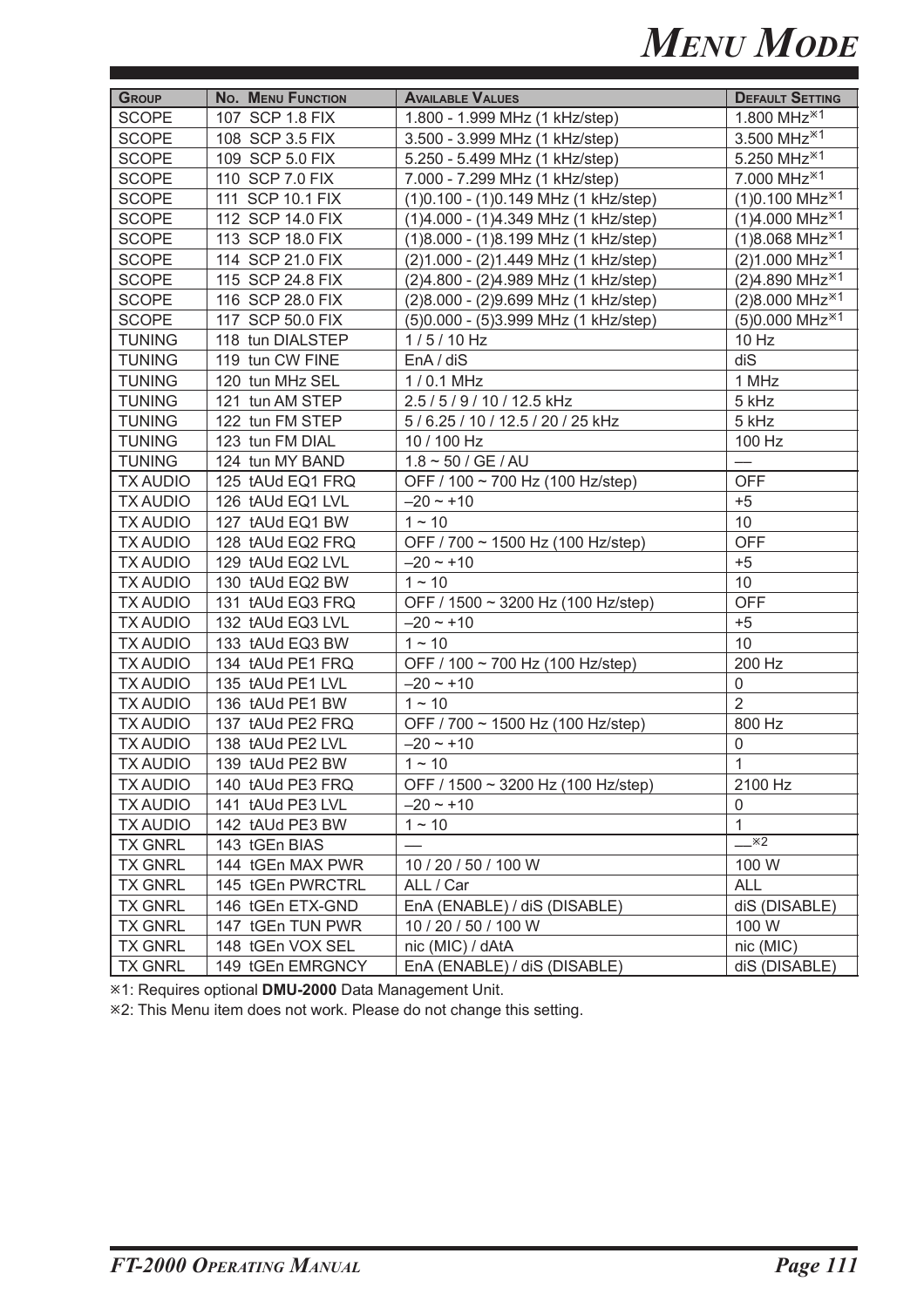# MENU MODE

| GROUP | NO. MENU FUNCTION | AVAILABLE VALUES | DEFAULT SETTING |
|---|---|---|---|
| SCOPE | 107 SCP 1.8 FIX | 1.800 - 1.999 MHz (1 kHz/step) | 1.800 MHz※1 |
| SCOPE | 108 SCP 3.5 FIX | 3.500 - 3.999 MHz (1 kHz/step) | 3.500 MHz※1 |
| SCOPE | 109 SCP 5.0 FIX | 5.250 - 5.499 MHz (1 kHz/step) | 5.250 MHz※1 |
| SCOPE | 110 SCP 7.0 FIX | 7.000 - 7.299 MHz (1 kHz/step) | 7.000 MHz※1 |
| SCOPE | 111 SCP 10.1 FIX | (1)0.100 - (1)0.149 MHz (1 kHz/step) | (1)0.100 MHz※1 |
| SCOPE | 112 SCP 14.0 FIX | (1)4.000 - (1)4.349 MHz (1 kHz/step) | (1)4.000 MHz※1 |
| SCOPE | 113 SCP 18.0 FIX | (1)8.000 - (1)8.199 MHz (1 kHz/step) | (1)8.068 MHz※1 |
| SCOPE | 114 SCP 21.0 FIX | (2)1.000 - (2)1.449 MHz (1 kHz/step) | (2)1.000 MHz※1 |
| SCOPE | 115 SCP 24.8 FIX | (2)4.800 - (2)4.989 MHz (1 kHz/step) | (2)4.890 MHz※1 |
| SCOPE | 116 SCP 28.0 FIX | (2)8.000 - (2)9.699 MHz (1 kHz/step) | (2)8.000 MHz※1 |
| SCOPE | 117 SCP 50.0 FIX | (5)0.000 - (5)3.999 MHz (1 kHz/step) | (5)0.000 MHz※1 |
| TUNING | 118 tun DIALSTEP | 1 / 5 / 10 Hz | 10 Hz |
| TUNING | 119 tun CW FINE | EnA / diS | diS |
| TUNING | 120 tun MHz SEL | 1 / 0.1 MHz | 1 MHz |
| TUNING | 121 tun AM STEP | 2.5 / 5 / 9 / 10 / 12.5 kHz | 5 kHz |
| TUNING | 122 tun FM STEP | 5 / 6.25 / 10 / 12.5 / 20 / 25 kHz | 5 kHz |
| TUNING | 123 tun FM DIAL | 10 / 100 Hz | 100 Hz |
| TUNING | 124 tun MY BAND | 1.8 ~ 50 / GE / AU | — |
| TX AUDIO | 125 tAUd EQ1 FRQ | OFF / 100 ~ 700 Hz (100 Hz/step) | OFF |
| TX AUDIO | 126 tAUd EQ1 LVL | –20 ~ +10 | +5 |
| TX AUDIO | 127 tAUd EQ1 BW | 1 ~ 10 | 10 |
| TX AUDIO | 128 tAUd EQ2 FRQ | OFF / 700 ~ 1500 Hz (100 Hz/step) | OFF |
| TX AUDIO | 129 tAUd EQ2 LVL | –20 ~ +10 | +5 |
| TX AUDIO | 130 tAUd EQ2 BW | 1 ~ 10 | 10 |
| TX AUDIO | 131 tAUd EQ3 FRQ | OFF / 1500 ~ 3200 Hz (100 Hz/step) | OFF |
| TX AUDIO | 132 tAUd EQ3 LVL | –20 ~ +10 | +5 |
| TX AUDIO | 133 tAUd EQ3 BW | 1 ~ 10 | 10 |
| TX AUDIO | 134 tAUd PE1 FRQ | OFF / 100 ~ 700 Hz (100 Hz/step) | 200 Hz |
| TX AUDIO | 135 tAUd PE1 LVL | –20 ~ +10 | 0 |
| TX AUDIO | 136 tAUd PE1 BW | 1 ~ 10 | 2 |
| TX AUDIO | 137 tAUd PE2 FRQ | OFF / 700 ~ 1500 Hz (100 Hz/step) | 800 Hz |
| TX AUDIO | 138 tAUd PE2 LVL | –20 ~ +10 | 0 |
| TX AUDIO | 139 tAUd PE2 BW | 1 ~ 10 | 1 |
| TX AUDIO | 140 tAUd PE3 FRQ | OFF / 1500 ~ 3200 Hz (100 Hz/step) | 2100 Hz |
| TX AUDIO | 141 tAUd PE3 LVL | –20 ~ +10 | 0 |
| TX AUDIO | 142 tAUd PE3 BW | 1 ~ 10 | 1 |
| TX GNRL | 143 tGEn BIAS | — | —※2 |
| TX GNRL | 144 tGEn MAX PWR | 10 / 20 / 50 / 100 W | 100 W |
| TX GNRL | 145 tGEn PWRCTRL | ALL / Car | ALL |
| TX GNRL | 146 tGEn ETX-GND | EnA (ENABLE) / diS (DISABLE) | diS (DISABLE) |
| TX GNRL | 147 tGEn TUN PWR | 10 / 20 / 50 / 100 W | 100 W |
| TX GNRL | 148 tGEn VOX SEL | nic (MIC) / dAtA | nic (MIC) |
| TX GNRL | 149 tGEn EMRGNCY | EnA (ENABLE) / diS (DISABLE) | diS (DISABLE) |

※1: Requires optional **DMU-2000** Data Management Unit.

※2: This Menu item does not work. Please do not change this setting.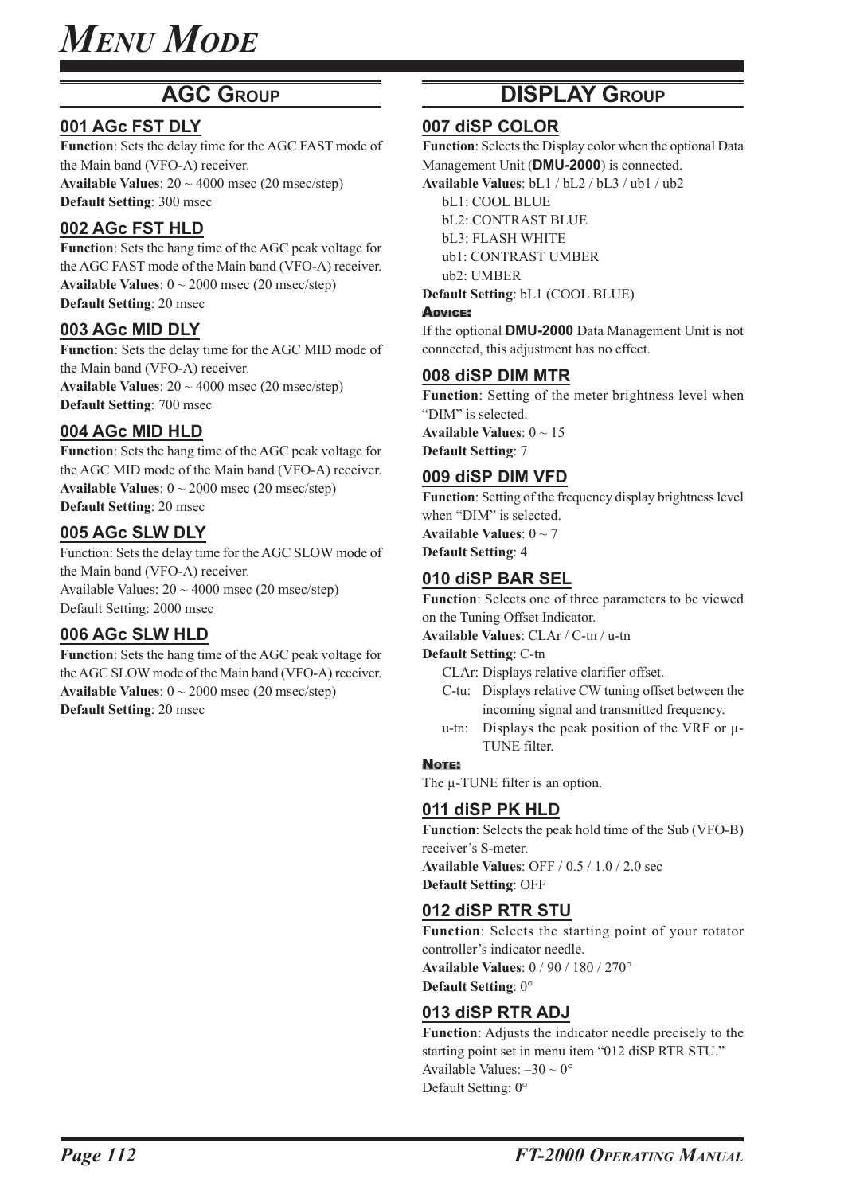# Menu Mode

## AGC Group

### 001 AGc FST DLY

**Function**: Sets the delay time for the AGC FAST mode of the Main band (VFO-A) receiver.
**Available Values**: 20 ~ 4000 msec (20 msec/step)
**Default Setting**: 300 msec

### 002 AGc FST HLD

**Function**: Sets the hang time of the AGC peak voltage for the AGC FAST mode of the Main band (VFO-A) receiver.
**Available Values**: 0 ~ 2000 msec (20 msec/step)
**Default Setting**: 20 msec

### 003 AGc MID DLY

**Function**: Sets the delay time for the AGC MID mode of the Main band (VFO-A) receiver.
**Available Values**: 20 ~ 4000 msec (20 msec/step)
**Default Setting**: 700 msec

### 004 AGc MID HLD

**Function**: Sets the hang time of the AGC peak voltage for the AGC MID mode of the Main band (VFO-A) receiver.
**Available Values**: 0 ~ 2000 msec (20 msec/step)
**Default Setting**: 20 msec

### 005 AGc SLW DLY

Function: Sets the delay time for the AGC SLOW mode of the Main band (VFO-A) receiver.
Available Values: 20 ~ 4000 msec (20 msec/step)
Default Setting: 2000 msec

### 006 AGc SLW HLD

**Function**: Sets the hang time of the AGC peak voltage for the AGC SLOW mode of the Main band (VFO-A) receiver.
**Available Values**: 0 ~ 2000 msec (20 msec/step)
**Default Setting**: 20 msec

## DISPLAY Group

### 007 diSP COLOR

**Function**: Selects the Display color when the optional Data Management Unit (**DMU-2000**) is connected.
**Available Values**: bL1 / bL2 / bL3 / ub1 / ub2

- bL1: COOL BLUE
- bL2: CONTRAST BLUE
- bL3: FLASH WHITE
- ub1: CONTRAST UMBER
- ub2: UMBER

**Default Setting**: bL1 (COOL BLUE)

**Advice:**
If the optional **DMU-2000** Data Management Unit is not connected, this adjustment has no effect.

### 008 diSP DIM MTR

**Function**: Setting of the meter brightness level when "DIM" is selected.
**Available Values**: 0 ~ 15
**Default Setting**: 7

### 009 diSP DIM VFD

**Function**: Setting of the frequency display brightness level when "DIM" is selected.
**Available Values**: 0 ~ 7
**Default Setting**: 4

### 010 diSP BAR SEL

**Function**: Selects one of three parameters to be viewed on the Tuning Offset Indicator.
**Available Values**: CLAr / C-tn / u-tn
**Default Setting**: C-tn

- CLAr: Displays relative clarifier offset.
- C-tu: Displays relative CW tuning offset between the incoming signal and transmitted frequency.
- u-tn: Displays the peak position of the VRF or μ-TUNE filter.

**Note:**
The μ-TUNE filter is an option.

### 011 diSP PK HLD

**Function**: Selects the peak hold time of the Sub (VFO-B) receiver's S-meter.
**Available Values**: OFF / 0.5 / 1.0 / 2.0 sec
**Default Setting**: OFF

### 012 diSP RTR STU

**Function**: Selects the starting point of your rotator controller's indicator needle.
**Available Values**: 0 / 90 / 180 / 270°
**Default Setting**: 0°

### 013 diSP RTR ADJ

**Function**: Adjusts the indicator needle precisely to the starting point set in menu item "012 diSP RTR STU."
Available Values: –30 ~ 0°
Default Setting: 0°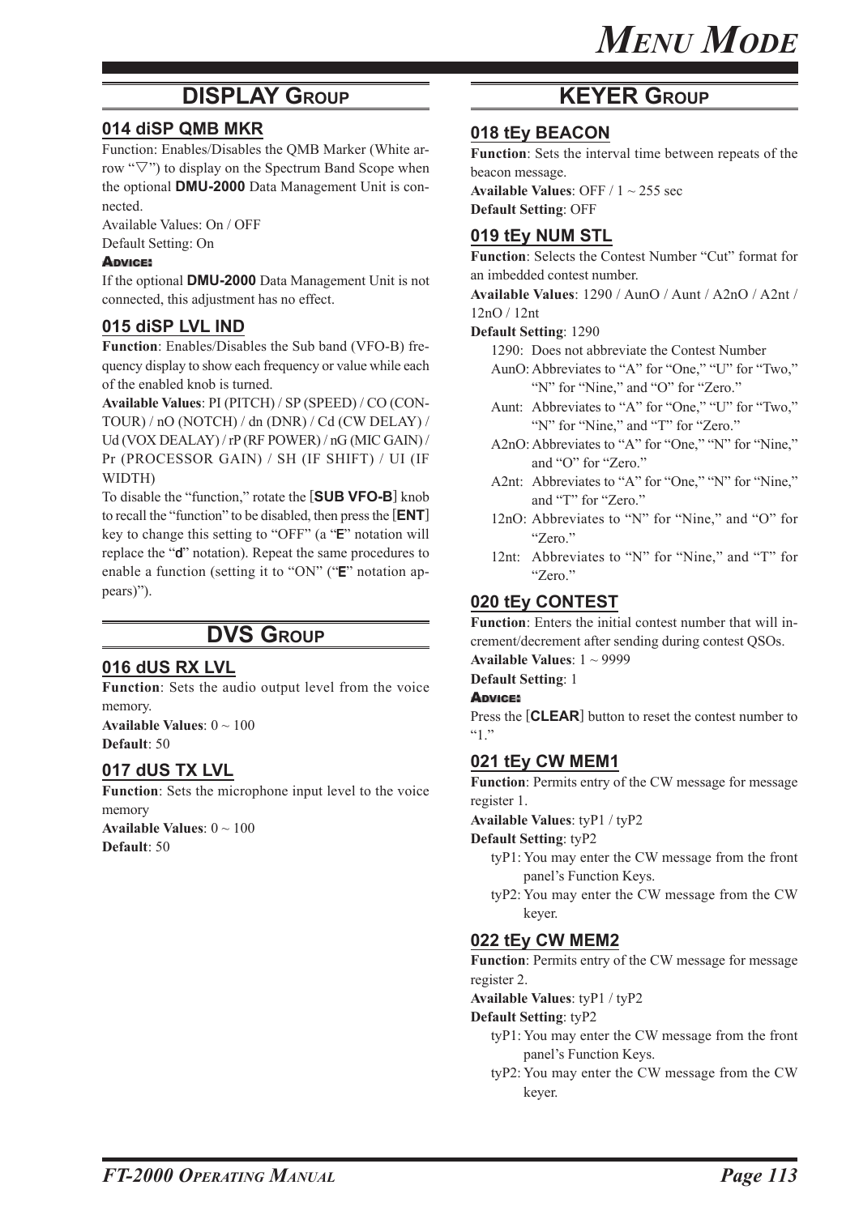## DISPLAY Group

### 014 diSP QMB MKR

Function: Enables/Disables the QMB Marker (White arrow "▽") to display on the Spectrum Band Scope when the optional **DMU-2000** Data Management Unit is connected.

Available Values: On / OFF

Default Setting: On

**Advice:**

If the optional **DMU-2000** Data Management Unit is not connected, this adjustment has no effect.

### 015 diSP LVL IND

**Function**: Enables/Disables the Sub band (VFO-B) frequency display to show each frequency or value while each of the enabled knob is turned.

**Available Values**: PI (PITCH) / SP (SPEED) / CO (CONTOUR) / nO (NOTCH) / dn (DNR) / Cd (CW DELAY) / Ud (VOX DEALAY) / rP (RF POWER) / nG (MIC GAIN) / Pr (PROCESSOR GAIN) / SH (IF SHIFT) / UI (IF WIDTH)

To disable the "function," rotate the [**SUB VFO-B**] knob to recall the "function" to be disabled, then press the [**ENT**] key to change this setting to "OFF" (a "**E**" notation will replace the "**d**" notation). Repeat the same procedures to enable a function (setting it to "ON" ("**E**" notation appears)").

## DVS Group

### 016 dUS RX LVL

**Function**: Sets the audio output level from the voice memory.

**Available Values**: 0 ~ 100

**Default**: 50

### 017 dUS TX LVL

**Function**: Sets the microphone input level to the voice memory

**Available Values**: 0 ~ 100

**Default**: 50

## KEYER Group

### 018 tEy BEACON

**Function**: Sets the interval time between repeats of the beacon message.

**Available Values**: OFF / 1 ~ 255 sec

**Default Setting**: OFF

### 019 tEy NUM STL

**Function**: Selects the Contest Number "Cut" format for an imbedded contest number.

**Available Values**: 1290 / AunO / Aunt / A2nO / A2nt / 12nO / 12nt

**Default Setting**: 1290

- 1290: Does not abbreviate the Contest Number
- AunO: Abbreviates to "A" for "One," "U" for "Two," "N" for "Nine," and "O" for "Zero."
- Aunt: Abbreviates to "A" for "One," "U" for "Two," "N" for "Nine," and "T" for "Zero."
- A2nO: Abbreviates to "A" for "One," "N" for "Nine," and "O" for "Zero."
- A2nt: Abbreviates to "A" for "One," "N" for "Nine," and "T" for "Zero."
- 12nO: Abbreviates to "N" for "Nine," and "O" for "Zero."
- 12nt: Abbreviates to "N" for "Nine," and "T" for "Zero."

### 020 tEy CONTEST

**Function**: Enters the initial contest number that will increment/decrement after sending during contest QSOs.

**Available Values**: 1 ~ 9999

**Default Setting**: 1

**Advice:**

Press the [**CLEAR**] button to reset the contest number to "1."

### 021 tEy CW MEM1

**Function**: Permits entry of the CW message for message register 1.

**Available Values**: tyP1 / tyP2

**Default Setting**: tyP2

- tyP1: You may enter the CW message from the front panel's Function Keys.
- tyP2: You may enter the CW message from the CW keyer.

### 022 tEy CW MEM2

**Function**: Permits entry of the CW message for message register 2.

**Available Values**: tyP1 / tyP2

**Default Setting**: tyP2

- tyP1: You may enter the CW message from the front panel's Function Keys.
- tyP2: You may enter the CW message from the CW keyer.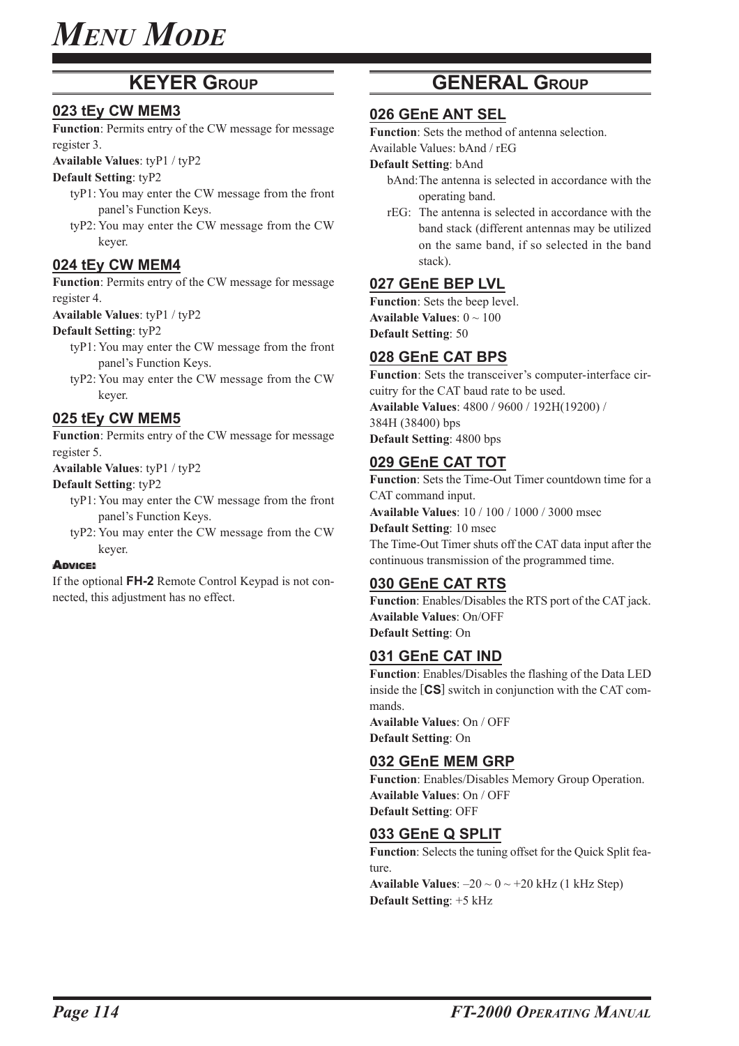# MENU MODE

## KEYER GROUP

### 023 tEy CW MEM3

**Function**: Permits entry of the CW message for message register 3.

**Available Values**: tyP1 / tyP2

**Default Setting**: tyP2

- tyP1: You may enter the CW message from the front panel's Function Keys.
- tyP2: You may enter the CW message from the CW keyer.

### 024 tEy CW MEM4

**Function**: Permits entry of the CW message for message register 4.

**Available Values**: tyP1 / tyP2

**Default Setting**: tyP2

- tyP1: You may enter the CW message from the front panel's Function Keys.
- tyP2: You may enter the CW message from the CW keyer.

### 025 tEy CW MEM5

**Function**: Permits entry of the CW message for message register 5.

**Available Values**: tyP1 / tyP2

**Default Setting**: tyP2

- tyP1: You may enter the CW message from the front panel's Function Keys.
- tyP2: You may enter the CW message from the CW keyer.

**ADVICE:**

If the optional **FH-2** Remote Control Keypad is not connected, this adjustment has no effect.

## GENERAL GROUP

### 026 GEnE ANT SEL

**Function**: Sets the method of antenna selection.

Available Values: bAnd / rEG

**Default Setting**: bAnd

- bAnd: The antenna is selected in accordance with the operating band.
- rEG: The antenna is selected in accordance with the band stack (different antennas may be utilized on the same band, if so selected in the band stack).

### 027 GEnE BEP LVL

**Function**: Sets the beep level.

**Available Values**: 0 ~ 100

**Default Setting**: 50

### 028 GEnE CAT BPS

**Function**: Sets the transceiver's computer-interface circuitry for the CAT baud rate to be used.

**Available Values**: 4800 / 9600 / 192H(19200) / 384H (38400) bps

**Default Setting**: 4800 bps

### 029 GEnE CAT TOT

**Function**: Sets the Time-Out Timer countdown time for a CAT command input.

**Available Values**: 10 / 100 / 1000 / 3000 msec

**Default Setting**: 10 msec

The Time-Out Timer shuts off the CAT data input after the continuous transmission of the programmed time.

### 030 GEnE CAT RTS

**Function**: Enables/Disables the RTS port of the CAT jack.

**Available Values**: On/OFF

**Default Setting**: On

### 031 GEnE CAT IND

**Function**: Enables/Disables the flashing of the Data LED inside the [**CS**] switch in conjunction with the CAT commands.

**Available Values**: On / OFF

**Default Setting**: On

### 032 GEnE MEM GRP

**Function**: Enables/Disables Memory Group Operation.

**Available Values**: On / OFF

**Default Setting**: OFF

### 033 GEnE Q SPLIT

**Function**: Selects the tuning offset for the Quick Split feature.

**Available Values**: –20 ~ 0 ~ +20 kHz (1 kHz Step)

**Default Setting**: +5 kHz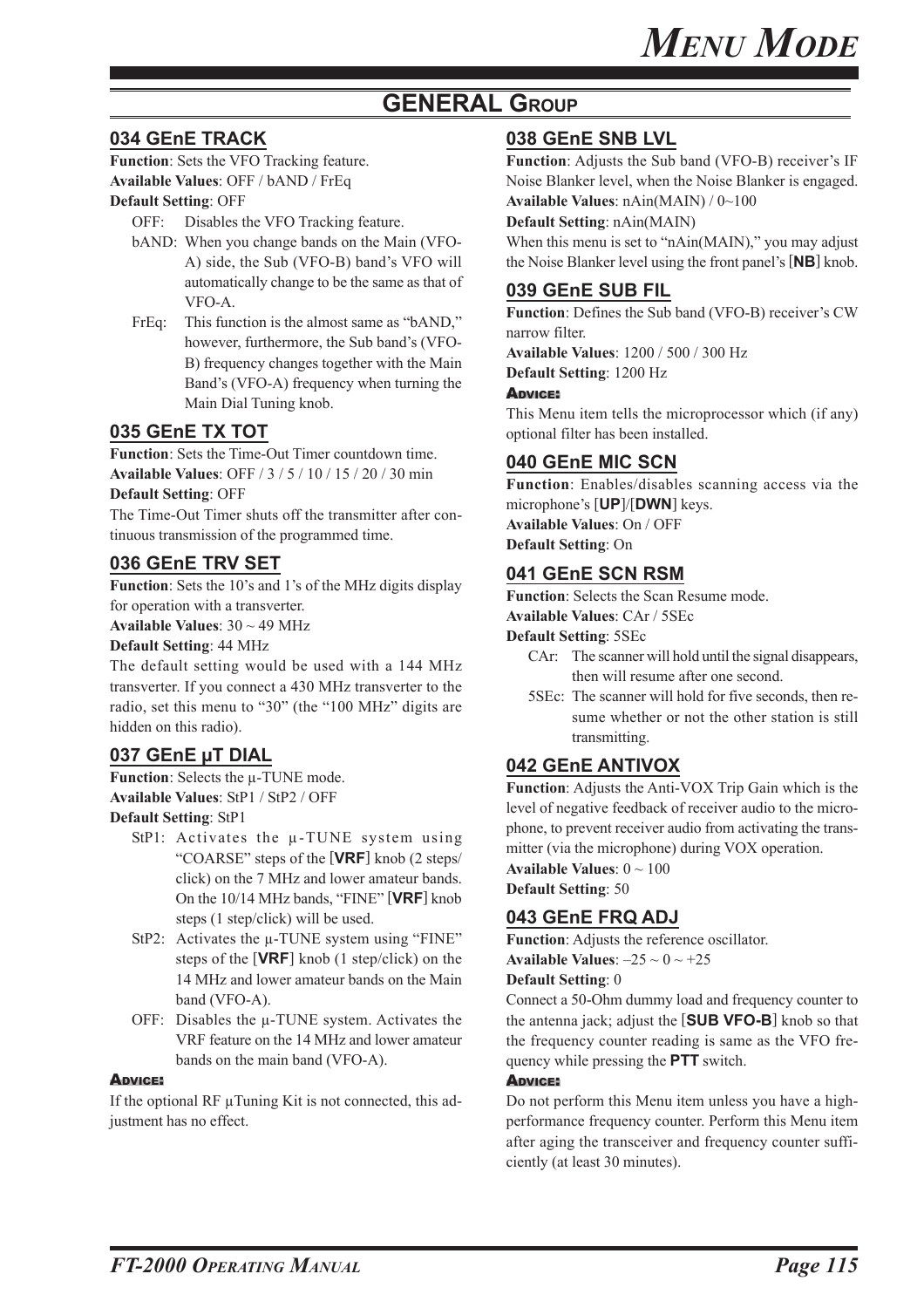# GENERAL GROUP

## 034 GEnE TRACK

**Function**: Sets the VFO Tracking feature.
**Available Values**: OFF / bAND / FrEq
**Default Setting**: OFF

- OFF: Disables the VFO Tracking feature.
- bAND: When you change bands on the Main (VFO-A) side, the Sub (VFO-B) band's VFO will automatically change to be the same as that of VFO-A.
- FrEq: This function is the almost same as "bAND," however, furthermore, the Sub band's (VFO-B) frequency changes together with the Main Band's (VFO-A) frequency when turning the Main Dial Tuning knob.

## 035 GEnE TX TOT

**Function**: Sets the Time-Out Timer countdown time.
**Available Values**: OFF / 3 / 5 / 10 / 15 / 20 / 30 min
**Default Setting**: OFF

The Time-Out Timer shuts off the transmitter after continuous transmission of the programmed time.

## 036 GEnE TRV SET

**Function**: Sets the 10's and 1's of the MHz digits display for operation with a transverter.
**Available Values**: 30 ~ 49 MHz
**Default Setting**: 44 MHz

The default setting would be used with a 144 MHz transverter. If you connect a 430 MHz transverter to the radio, set this menu to "30" (the "100 MHz" digits are hidden on this radio).

## 037 GEnE µT DIAL

**Function**: Selects the µ-TUNE mode.
**Available Values**: StP1 / StP2 / OFF
**Default Setting**: StP1

- StP1: Activates the µ-TUNE system using "COARSE" steps of the [**VRF**] knob (2 steps/click) on the 7 MHz and lower amateur bands. On the 10/14 MHz bands, "FINE" [**VRF**] knob steps (1 step/click) will be used.
- StP2: Activates the µ-TUNE system using "FINE" steps of the [**VRF**] knob (1 step/click) on the 14 MHz and lower amateur bands on the Main band (VFO-A).
- OFF: Disables the µ-TUNE system. Activates the VRF feature on the 14 MHz and lower amateur bands on the main band (VFO-A).

**ADVICE:**

If the optional RF µTuning Kit is not connected, this adjustment has no effect.

## 038 GEnE SNB LVL

**Function**: Adjusts the Sub band (VFO-B) receiver's IF Noise Blanker level, when the Noise Blanker is engaged.
**Available Values**: nAin(MAIN) / 0~100
**Default Setting**: nAin(MAIN)

When this menu is set to "nAin(MAIN)," you may adjust the Noise Blanker level using the front panel's [**NB**] knob.

## 039 GEnE SUB FIL

**Function**: Defines the Sub band (VFO-B) receiver's CW narrow filter.
**Available Values**: 1200 / 500 / 300 Hz
**Default Setting**: 1200 Hz

**ADVICE:**

This Menu item tells the microprocessor which (if any) optional filter has been installed.

## 040 GEnE MIC SCN

**Function**: Enables/disables scanning access via the microphone's [**UP**]/[**DWN**] keys.
**Available Values**: On / OFF
**Default Setting**: On

## 041 GEnE SCN RSM

**Function**: Selects the Scan Resume mode.
**Available Values**: CAr / 5SEc
**Default Setting**: 5SEc

- CAr: The scanner will hold until the signal disappears, then will resume after one second.
- 5SEc: The scanner will hold for five seconds, then resume whether or not the other station is still transmitting.

## 042 GEnE ANTIVOX

**Function**: Adjusts the Anti-VOX Trip Gain which is the level of negative feedback of receiver audio to the microphone, to prevent receiver audio from activating the transmitter (via the microphone) during VOX operation.
**Available Values**: 0 ~ 100
**Default Setting**: 50

## 043 GEnE FRQ ADJ

**Function**: Adjusts the reference oscillator.
**Available Values**: –25 ~ 0 ~ +25
**Default Setting**: 0

Connect a 50-Ohm dummy load and frequency counter to the antenna jack; adjust the [**SUB VFO-B**] knob so that the frequency counter reading is same as the VFO frequency while pressing the **PTT** switch.

**ADVICE:**

Do not perform this Menu item unless you have a high-performance frequency counter. Perform this Menu item after aging the transceiver and frequency counter sufficiently (at least 30 minutes).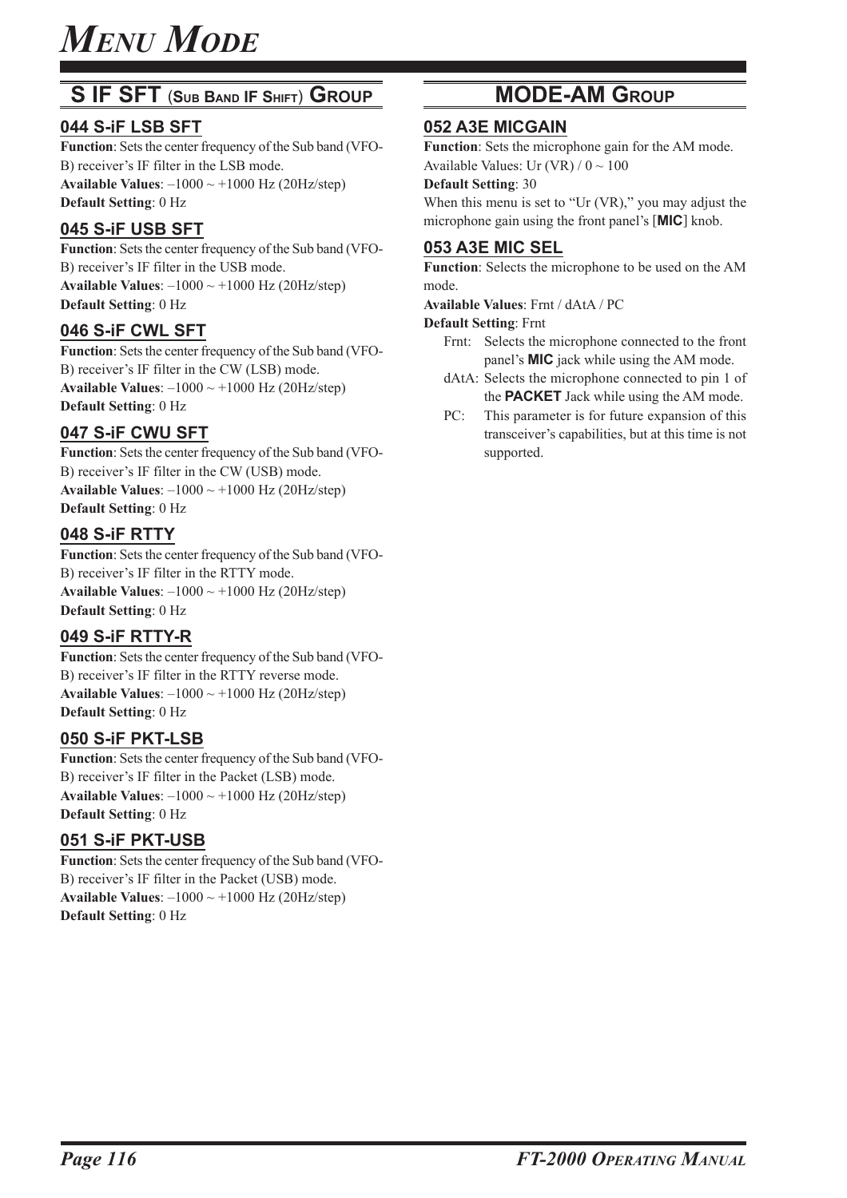# MENU MODE

## S IF SFT (SUB BAND IF SHIFT) GROUP

### 044 S-iF LSB SFT

**Function**: Sets the center frequency of the Sub band (VFO-B) receiver's IF filter in the LSB mode.
**Available Values**: –1000 ~ +1000 Hz (20Hz/step)
**Default Setting**: 0 Hz

### 045 S-iF USB SFT

**Function**: Sets the center frequency of the Sub band (VFO-B) receiver's IF filter in the USB mode.
**Available Values**: –1000 ~ +1000 Hz (20Hz/step)
**Default Setting**: 0 Hz

### 046 S-iF CWL SFT

**Function**: Sets the center frequency of the Sub band (VFO-B) receiver's IF filter in the CW (LSB) mode.
**Available Values**: –1000 ~ +1000 Hz (20Hz/step)
**Default Setting**: 0 Hz

### 047 S-iF CWU SFT

**Function**: Sets the center frequency of the Sub band (VFO-B) receiver's IF filter in the CW (USB) mode.
**Available Values**: –1000 ~ +1000 Hz (20Hz/step)
**Default Setting**: 0 Hz

### 048 S-iF RTTY

**Function**: Sets the center frequency of the Sub band (VFO-B) receiver's IF filter in the RTTY mode.
**Available Values**: –1000 ~ +1000 Hz (20Hz/step)
**Default Setting**: 0 Hz

### 049 S-iF RTTY-R

**Function**: Sets the center frequency of the Sub band (VFO-B) receiver's IF filter in the RTTY reverse mode.
**Available Values**: –1000 ~ +1000 Hz (20Hz/step)
**Default Setting**: 0 Hz

### 050 S-iF PKT-LSB

**Function**: Sets the center frequency of the Sub band (VFO-B) receiver's IF filter in the Packet (LSB) mode.
**Available Values**: –1000 ~ +1000 Hz (20Hz/step)
**Default Setting**: 0 Hz

### 051 S-iF PKT-USB

**Function**: Sets the center frequency of the Sub band (VFO-B) receiver's IF filter in the Packet (USB) mode.
**Available Values**: –1000 ~ +1000 Hz (20Hz/step)
**Default Setting**: 0 Hz

## MODE-AM GROUP

### 052 A3E MICGAIN

**Function**: Sets the microphone gain for the AM mode.
Available Values: Ur (VR) / 0 ~ 100
**Default Setting**: 30
When this menu is set to "Ur (VR)," you may adjust the microphone gain using the front panel's [**MIC**] knob.

### 053 A3E MIC SEL

**Function**: Selects the microphone to be used on the AM mode.
**Available Values**: Frnt / dAtA / PC
**Default Setting**: Frnt

- Frnt: Selects the microphone connected to the front panel's **MIC** jack while using the AM mode.
- dAtA: Selects the microphone connected to pin 1 of the **PACKET** Jack while using the AM mode.
- PC: This parameter is for future expansion of this transceiver's capabilities, but at this time is not supported.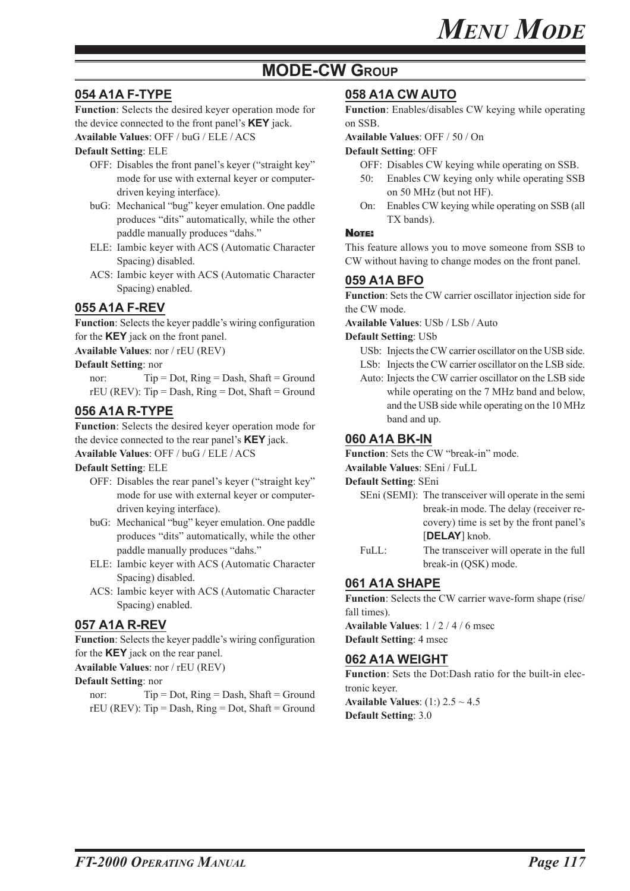## MODE-CW GROUP

### 054 A1A F-TYPE

**Function**: Selects the desired keyer operation mode for the device connected to the front panel's **KEY** jack.

**Available Values**: OFF / buG / ELE / ACS

**Default Setting**: ELE

- OFF: Disables the front panel's keyer ("straight key" mode for use with external keyer or computer-driven keying interface).
- buG: Mechanical "bug" keyer emulation. One paddle produces "dits" automatically, while the other paddle manually produces "dahs."
- ELE: Iambic keyer with ACS (Automatic Character Spacing) disabled.
- ACS: Iambic keyer with ACS (Automatic Character Spacing) enabled.

### 055 A1A F-REV

**Function**: Selects the keyer paddle's wiring configuration for the **KEY** jack on the front panel.

**Available Values**: nor / rEU (REV)

**Default Setting**: nor

- nor: Tip = Dot, Ring = Dash, Shaft = Ground
- rEU (REV): Tip = Dash, Ring = Dot, Shaft = Ground

### 056 A1A R-TYPE

**Function**: Selects the desired keyer operation mode for the device connected to the rear panel's **KEY** jack.

**Available Values**: OFF / buG / ELE / ACS

**Default Setting**: ELE

- OFF: Disables the rear panel's keyer ("straight key" mode for use with external keyer or computer-driven keying interface).
- buG: Mechanical "bug" keyer emulation. One paddle produces "dits" automatically, while the other paddle manually produces "dahs."
- ELE: Iambic keyer with ACS (Automatic Character Spacing) disabled.
- ACS: Iambic keyer with ACS (Automatic Character Spacing) enabled.

### 057 A1A R-REV

**Function**: Selects the keyer paddle's wiring configuration for the **KEY** jack on the rear panel.

**Available Values**: nor / rEU (REV)

**Default Setting**: nor

- nor: Tip = Dot, Ring = Dash, Shaft = Ground
- rEU (REV): Tip = Dash, Ring = Dot, Shaft = Ground

### 058 A1A CW AUTO

**Function**: Enables/disables CW keying while operating on SSB.

**Available Values**: OFF / 50 / On

**Default Setting**: OFF

- OFF: Disables CW keying while operating on SSB.
- 50: Enables CW keying only while operating SSB on 50 MHz (but not HF).
- On: Enables CW keying while operating on SSB (all TX bands).

**NOTE:**

This feature allows you to move someone from SSB to CW without having to change modes on the front panel.

### 059 A1A BFO

**Function**: Sets the CW carrier oscillator injection side for the CW mode.

**Available Values**: USb / LSb / Auto

**Default Setting**: USb

- USb: Injects the CW carrier oscillator on the USB side.
- LSb: Injects the CW carrier oscillator on the LSB side.
- Auto: Injects the CW carrier oscillator on the LSB side while operating on the 7 MHz band and below, and the USB side while operating on the 10 MHz band and up.

### 060 A1A BK-IN

**Function**: Sets the CW "break-in" mode.

**Available Values**: SEni / FuLL

**Default Setting**: SEni

- SEni (SEMI): The transceiver will operate in the semi break-in mode. The delay (receiver recovery) time is set by the front panel's [**DELAY**] knob.
- FuLL: The transceiver will operate in the full break-in (QSK) mode.

### 061 A1A SHAPE

**Function**: Selects the CW carrier wave-form shape (rise/fall times).

**Available Values**: 1 / 2 / 4 / 6 msec

**Default Setting**: 4 msec

### 062 A1A WEIGHT

**Function**: Sets the Dot:Dash ratio for the built-in electronic keyer.

**Available Values**: (1:) 2.5 ~ 4.5

**Default Setting**: 3.0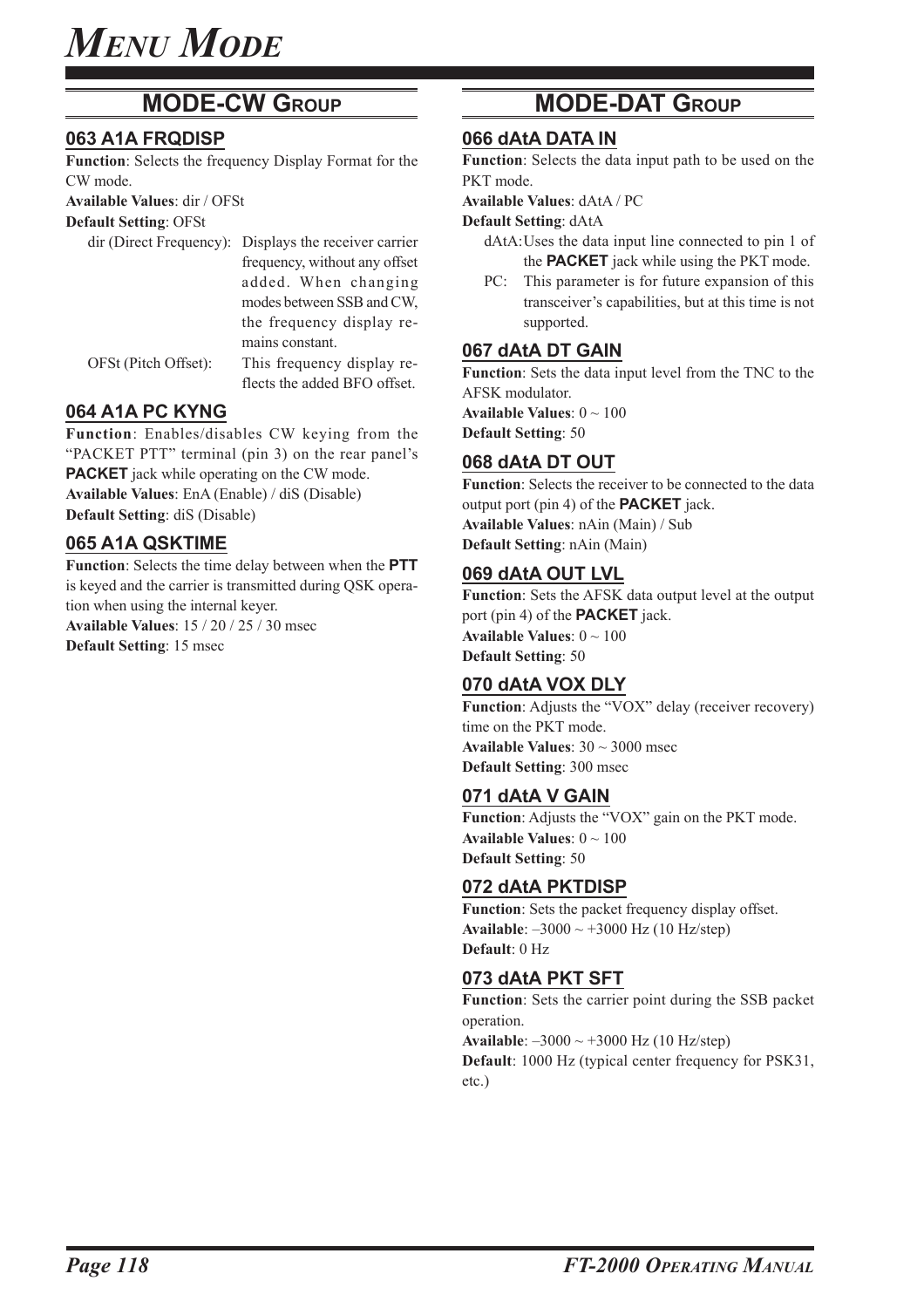# Menu Mode

## MODE-CW Group

### 063 A1A FRQDISP

**Function**: Selects the frequency Display Format for the CW mode.

**Available Values**: dir / OFSt

**Default Setting**: OFSt

dir (Direct Frequency): Displays the receiver carrier frequency, without any offset added. When changing modes between SSB and CW, the frequency display remains constant.

OFSt (Pitch Offset): This frequency display reflects the added BFO offset.

### 064 A1A PC KYNG

**Function**: Enables/disables CW keying from the "PACKET PTT" terminal (pin 3) on the rear panel's **PACKET** jack while operating on the CW mode.

**Available Values**: EnA (Enable) / diS (Disable)

**Default Setting**: diS (Disable)

### 065 A1A QSKTIME

**Function**: Selects the time delay between when the **PTT** is keyed and the carrier is transmitted during QSK operation when using the internal keyer.

**Available Values**: 15 / 20 / 25 / 30 msec

**Default Setting**: 15 msec

## MODE-DAT Group

### 066 dAtA DATA IN

**Function**: Selects the data input path to be used on the PKT mode.

**Available Values**: dAtA / PC

**Default Setting**: dAtA

dAtA: Uses the data input line connected to pin 1 of the **PACKET** jack while using the PKT mode.

PC: This parameter is for future expansion of this transceiver's capabilities, but at this time is not supported.

### 067 dAtA DT GAIN

**Function**: Sets the data input level from the TNC to the AFSK modulator.

**Available Values**: 0 ~ 100

**Default Setting**: 50

### 068 dAtA DT OUT

**Function**: Selects the receiver to be connected to the data output port (pin 4) of the **PACKET** jack.

**Available Values**: nAin (Main) / Sub

**Default Setting**: nAin (Main)

### 069 dAtA OUT LVL

**Function**: Sets the AFSK data output level at the output port (pin 4) of the **PACKET** jack.

**Available Values**: 0 ~ 100

**Default Setting**: 50

### 070 dAtA VOX DLY

**Function**: Adjusts the "VOX" delay (receiver recovery) time on the PKT mode.

**Available Values**: 30 ~ 3000 msec

**Default Setting**: 300 msec

### 071 dAtA V GAIN

**Function**: Adjusts the "VOX" gain on the PKT mode.

**Available Values**: 0 ~ 100

**Default Setting**: 50

### 072 dAtA PKTDISP

**Function**: Sets the packet frequency display offset.

**Available**: –3000 ~ +3000 Hz (10 Hz/step)

**Default**: 0 Hz

### 073 dAtA PKT SFT

**Function**: Sets the carrier point during the SSB packet operation.

**Available**: –3000 ~ +3000 Hz (10 Hz/step)

**Default**: 1000 Hz (typical center frequency for PSK31, etc.)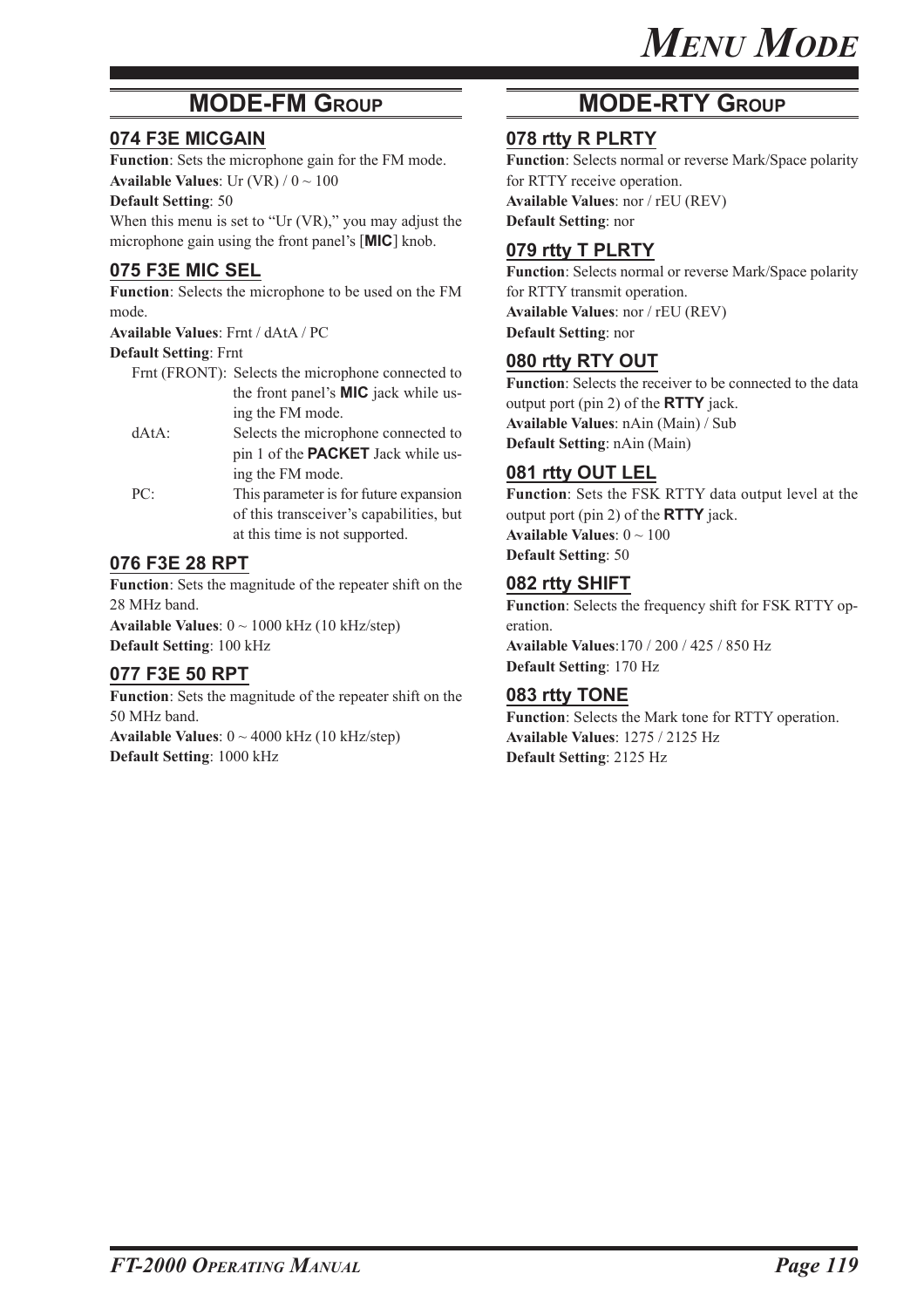## MODE-FM GROUP

### 074 F3E MICGAIN

**Function**: Sets the microphone gain for the FM mode.
**Available Values**: Ur (VR) / 0 ~ 100
**Default Setting**: 50
When this menu is set to "Ur (VR)," you may adjust the microphone gain using the front panel's [**MIC**] knob.

### 075 F3E MIC SEL

**Function**: Selects the microphone to be used on the FM mode.
**Available Values**: Frnt / dAtA / PC
**Default Setting**: Frnt

- Frnt (FRONT): Selects the microphone connected to the front panel's **MIC** jack while using the FM mode.
- dAtA: Selects the microphone connected to pin 1 of the **PACKET** Jack while using the FM mode.
- PC: This parameter is for future expansion of this transceiver's capabilities, but at this time is not supported.

### 076 F3E 28 RPT

**Function**: Sets the magnitude of the repeater shift on the 28 MHz band.
**Available Values**: 0 ~ 1000 kHz (10 kHz/step)
**Default Setting**: 100 kHz

### 077 F3E 50 RPT

**Function**: Sets the magnitude of the repeater shift on the 50 MHz band.
**Available Values**: 0 ~ 4000 kHz (10 kHz/step)
**Default Setting**: 1000 kHz

## MODE-RTY GROUP

### 078 rtty R PLRTY

**Function**: Selects normal or reverse Mark/Space polarity for RTTY receive operation.
**Available Values**: nor / rEU (REV)
**Default Setting**: nor

### 079 rtty T PLRTY

**Function**: Selects normal or reverse Mark/Space polarity for RTTY transmit operation.
**Available Values**: nor / rEU (REV)
**Default Setting**: nor

### 080 rtty RTY OUT

**Function**: Selects the receiver to be connected to the data output port (pin 2) of the **RTTY** jack.
**Available Values**: nAin (Main) / Sub
**Default Setting**: nAin (Main)

### 081 rtty OUT LEL

**Function**: Sets the FSK RTTY data output level at the output port (pin 2) of the **RTTY** jack.
**Available Values**: 0 ~ 100
**Default Setting**: 50

### 082 rtty SHIFT

**Function**: Selects the frequency shift for FSK RTTY operation.
**Available Values**:170 / 200 / 425 / 850 Hz
**Default Setting**: 170 Hz

### 083 rtty TONE

**Function**: Selects the Mark tone for RTTY operation.
**Available Values**: 1275 / 2125 Hz
**Default Setting**: 2125 Hz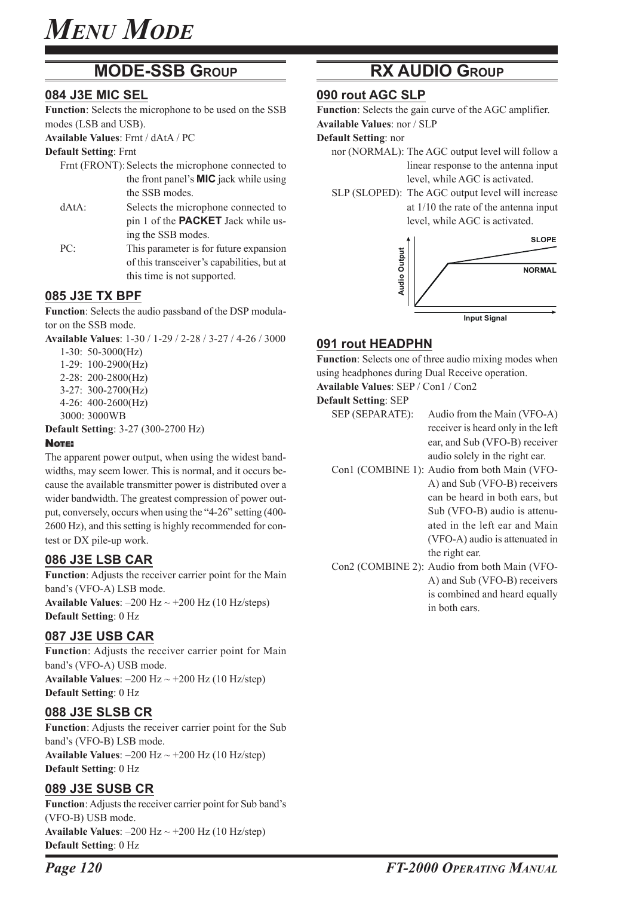# MENU MODE

## MODE-SSB GROUP

### 084 J3E MIC SEL

**Function**: Selects the microphone to be used on the SSB modes (LSB and USB).

**Available Values**: Frnt / dAtA / PC

**Default Setting**: Frnt

Frnt (FRONT): Selects the microphone connected to the front panel's **MIC** jack while using the SSB modes.

dAtA: Selects the microphone connected to pin 1 of the **PACKET** Jack while using the SSB modes.

PC: This parameter is for future expansion of this transceiver's capabilities, but at this time is not supported.

### 085 J3E TX BPF

**Function**: Selects the audio passband of the DSP modulator on the SSB mode.

**Available Values**: 1-30 / 1-29 / 2-28 / 3-27 / 4-26 / 3000

1-30: 50-3000(Hz)
1-29: 100-2900(Hz)
2-28: 200-2800(Hz)
3-27: 300-2700(Hz)
4-26: 400-2600(Hz)
3000: 3000WB

**Default Setting**: 3-27 (300-2700 Hz)

**NOTE:**

The apparent power output, when using the widest bandwidths, may seem lower. This is normal, and it occurs because the available transmitter power is distributed over a wider bandwidth. The greatest compression of power output, conversely, occurs when using the "4-26" setting (400-2600 Hz), and this setting is highly recommended for contest or DX pile-up work.

### 086 J3E LSB CAR

**Function**: Adjusts the receiver carrier point for the Main band's (VFO-A) LSB mode.

**Available Values**: –200 Hz ~ +200 Hz (10 Hz/steps)

**Default Setting**: 0 Hz

### 087 J3E USB CAR

**Function**: Adjusts the receiver carrier point for Main band's (VFO-A) USB mode.

**Available Values**: –200 Hz ~ +200 Hz (10 Hz/step)

**Default Setting**: 0 Hz

### 088 J3E SLSB CR

**Function**: Adjusts the receiver carrier point for the Sub band's (VFO-B) LSB mode.

**Available Values**: –200 Hz ~ +200 Hz (10 Hz/step)

**Default Setting**: 0 Hz

### 089 J3E SUSB CR

**Function**: Adjusts the receiver carrier point for Sub band's (VFO-B) USB mode.

**Available Values**: –200 Hz ~ +200 Hz (10 Hz/step)

**Default Setting**: 0 Hz

## RX AUDIO GROUP

### 090 rout AGC SLP

**Function**: Selects the gain curve of the AGC amplifier.

**Available Values**: nor / SLP

**Default Setting**: nor

nor (NORMAL): The AGC output level will follow a linear response to the antenna input level, while AGC is activated.

SLP (SLOPED): The AGC output level will increase at 1/10 the rate of the antenna input level, while AGC is activated.

SLOPE
NORMAL
Audio Output
Input Signal

### 091 rout HEADPHN

**Function**: Selects one of three audio mixing modes when using headphones during Dual Receive operation.

**Available Values**: SEP / Con1 / Con2

**Default Setting**: SEP

SEP (SEPARATE): Audio from the Main (VFO-A) receiver is heard only in the left ear, and Sub (VFO-B) receiver audio solely in the right ear.

Con1 (COMBINE 1): Audio from both Main (VFO-A) and Sub (VFO-B) receivers can be heard in both ears, but Sub (VFO-B) audio is attenuated in the left ear and Main (VFO-A) audio is attenuated in the right ear.

Con2 (COMBINE 2): Audio from both Main (VFO-A) and Sub (VFO-B) receivers is combined and heard equally in both ears.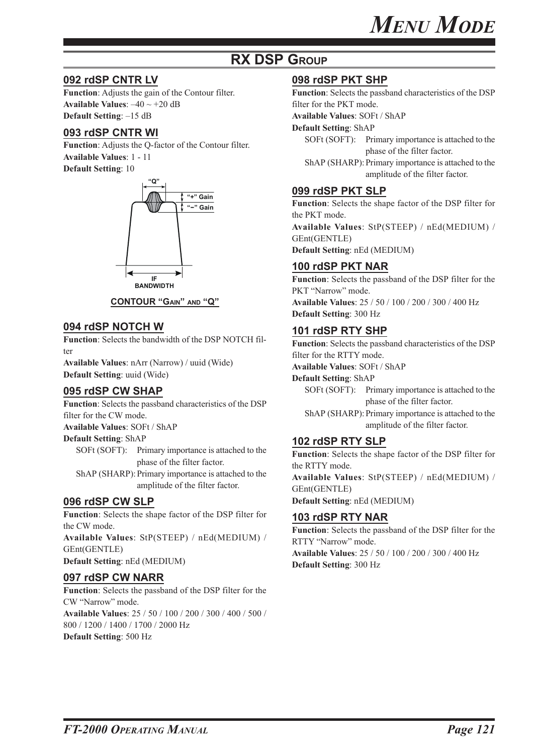## RX DSP Group

### 092 rdSP CNTR LV

**Function**: Adjusts the gain of the Contour filter.
**Available Values**: –40 ~ +20 dB
**Default Setting**: –15 dB

### 093 rdSP CNTR WI

**Function**: Adjusts the Q-factor of the Contour filter.
**Available Values**: 1 - 11
**Default Setting**: 10

"Q"
"+" Gain
"–" Gain
IF BANDWIDTH

**CONTOUR "GAIN" AND "Q"**

### 094 rdSP NOTCH W

**Function**: Selects the bandwidth of the DSP NOTCH filter
**Available Values**: nArr (Narrow) / uuid (Wide)
**Default Setting**: uuid (Wide)

### 095 rdSP CW SHAP

**Function**: Selects the passband characteristics of the DSP filter for the CW mode.
**Available Values**: SOFt / ShAP
**Default Setting**: ShAP

SOFt (SOFT): Primary importance is attached to the phase of the filter factor.
ShAP (SHARP): Primary importance is attached to the amplitude of the filter factor.

### 096 rdSP CW SLP

**Function**: Selects the shape factor of the DSP filter for the CW mode.
**Available Values**: StP(STEEP) / nEd(MEDIUM) / GEnt(GENTLE)
**Default Setting**: nEd (MEDIUM)

### 097 rdSP CW NARR

**Function**: Selects the passband of the DSP filter for the CW "Narrow" mode.
**Available Values**: 25 / 50 / 100 / 200 / 300 / 400 / 500 / 800 / 1200 / 1400 / 1700 / 2000 Hz
**Default Setting**: 500 Hz

### 098 rdSP PKT SHP

**Function**: Selects the passband characteristics of the DSP filter for the PKT mode.
**Available Values**: SOFt / ShAP
**Default Setting**: ShAP

SOFt (SOFT): Primary importance is attached to the phase of the filter factor.
ShAP (SHARP): Primary importance is attached to the amplitude of the filter factor.

### 099 rdSP PKT SLP

**Function**: Selects the shape factor of the DSP filter for the PKT mode.
**Available Values**: StP(STEEP) / nEd(MEDIUM) / GEnt(GENTLE)
**Default Setting**: nEd (MEDIUM)

### 100 rdSP PKT NAR

**Function**: Selects the passband of the DSP filter for the PKT "Narrow" mode.
**Available Values**: 25 / 50 / 100 / 200 / 300 / 400 Hz
**Default Setting**: 300 Hz

### 101 rdSP RTY SHP

**Function**: Selects the passband characteristics of the DSP filter for the RTTY mode.
**Available Values**: SOFt / ShAP
**Default Setting**: ShAP

SOFt (SOFT): Primary importance is attached to the phase of the filter factor.
ShAP (SHARP): Primary importance is attached to the amplitude of the filter factor.

### 102 rdSP RTY SLP

**Function**: Selects the shape factor of the DSP filter for the RTTY mode.
**Available Values**: StP(STEEP) / nEd(MEDIUM) / GEnt(GENTLE)
**Default Setting**: nEd (MEDIUM)

### 103 rdSP RTY NAR

**Function**: Selects the passband of the DSP filter for the RTTY "Narrow" mode.
**Available Values**: 25 / 50 / 100 / 200 / 300 / 400 Hz
**Default Setting**: 300 Hz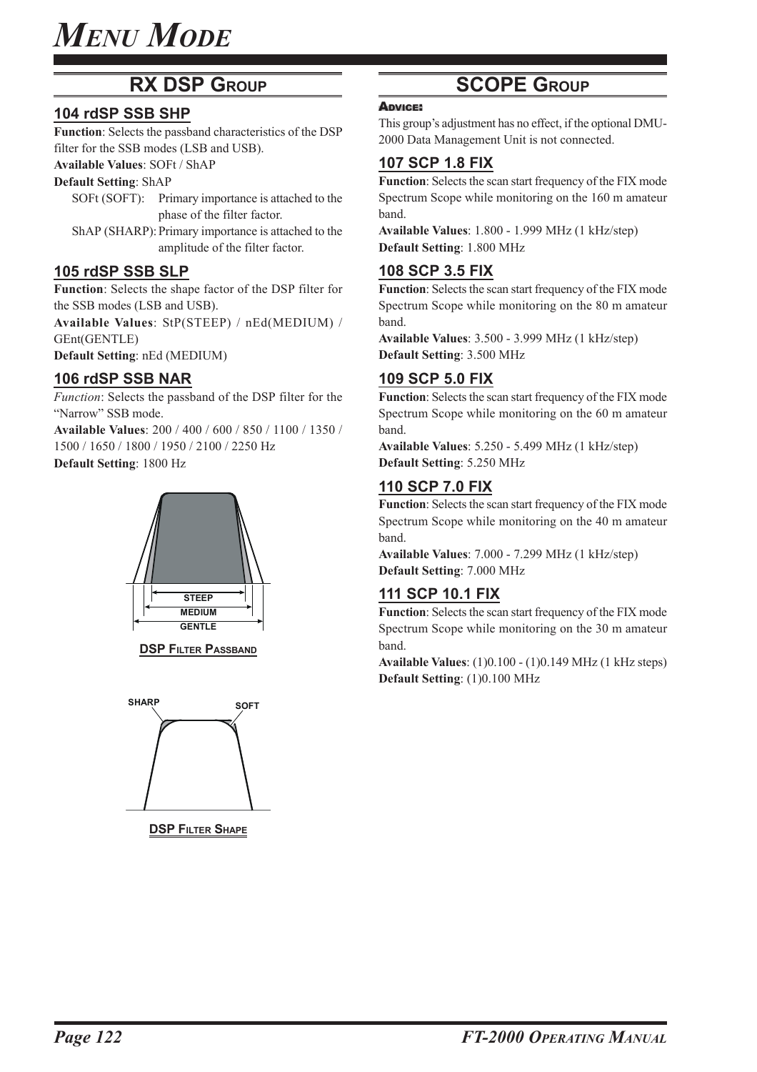# Menu Mode

## RX DSP Group

### 104 rdSP SSB SHP

**Function**: Selects the passband characteristics of the DSP filter for the SSB modes (LSB and USB).
**Available Values**: SOFt / ShAP
**Default Setting**: ShAP

- SOFt (SOFT): Primary importance is attached to the phase of the filter factor.
- ShAP (SHARP): Primary importance is attached to the amplitude of the filter factor.

### 105 rdSP SSB SLP

**Function**: Selects the shape factor of the DSP filter for the SSB modes (LSB and USB).
**Available Values**: StP(STEEP) / nEd(MEDIUM) / GEnt(GENTLE)
**Default Setting**: nEd (MEDIUM)

### 106 rdSP SSB NAR

*Function*: Selects the passband of the DSP filter for the "Narrow" SSB mode.
**Available Values**: 200 / 400 / 600 / 850 / 1100 / 1350 / 1500 / 1650 / 1800 / 1950 / 2100 / 2250 Hz
**Default Setting**: 1800 Hz

STEEP
MEDIUM
GENTLE

DSP Filter Passband

SHARP SOFT

DSP Filter Shape

## SCOPE Group

**Advice:**
This group's adjustment has no effect, if the optional DMU-2000 Data Management Unit is not connected.

### 107 SCP 1.8 FIX

**Function**: Selects the scan start frequency of the FIX mode Spectrum Scope while monitoring on the 160 m amateur band.
**Available Values**: 1.800 - 1.999 MHz (1 kHz/step)
**Default Setting**: 1.800 MHz

### 108 SCP 3.5 FIX

**Function**: Selects the scan start frequency of the FIX mode Spectrum Scope while monitoring on the 80 m amateur band.
**Available Values**: 3.500 - 3.999 MHz (1 kHz/step)
**Default Setting**: 3.500 MHz

### 109 SCP 5.0 FIX

**Function**: Selects the scan start frequency of the FIX mode Spectrum Scope while monitoring on the 60 m amateur band.
**Available Values**: 5.250 - 5.499 MHz (1 kHz/step)
**Default Setting**: 5.250 MHz

### 110 SCP 7.0 FIX

**Function**: Selects the scan start frequency of the FIX mode Spectrum Scope while monitoring on the 40 m amateur band.
**Available Values**: 7.000 - 7.299 MHz (1 kHz/step)
**Default Setting**: 7.000 MHz

### 111 SCP 10.1 FIX

**Function**: Selects the scan start frequency of the FIX mode Spectrum Scope while monitoring on the 30 m amateur band.
**Available Values**: (1)0.100 - (1)0.149 MHz (1 kHz steps)
**Default Setting**: (1)0.100 MHz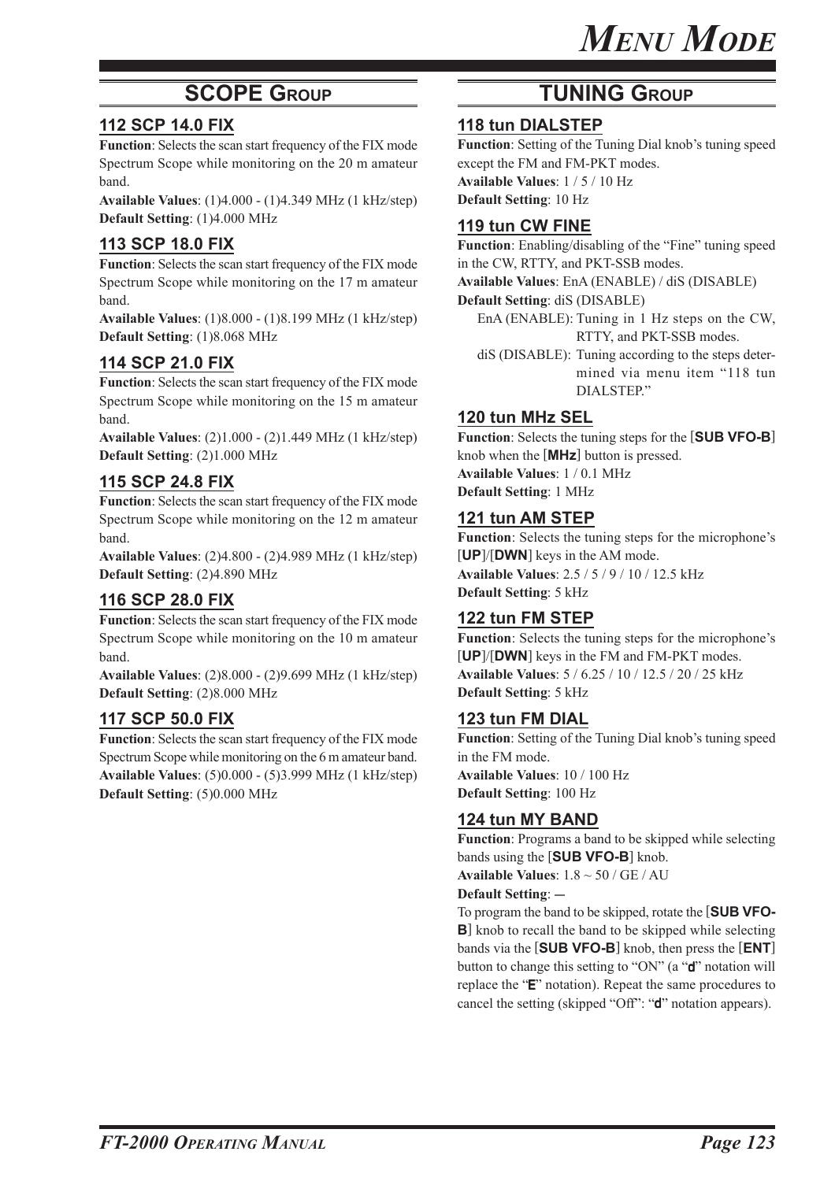## SCOPE GROUP

### 112 SCP 14.0 FIX

**Function**: Selects the scan start frequency of the FIX mode Spectrum Scope while monitoring on the 20 m amateur band.
**Available Values**: (1)4.000 - (1)4.349 MHz (1 kHz/step)
**Default Setting**: (1)4.000 MHz

### 113 SCP 18.0 FIX

**Function**: Selects the scan start frequency of the FIX mode Spectrum Scope while monitoring on the 17 m amateur band.
**Available Values**: (1)8.000 - (1)8.199 MHz (1 kHz/step)
**Default Setting**: (1)8.068 MHz

### 114 SCP 21.0 FIX

**Function**: Selects the scan start frequency of the FIX mode Spectrum Scope while monitoring on the 15 m amateur band.
**Available Values**: (2)1.000 - (2)1.449 MHz (1 kHz/step)
**Default Setting**: (2)1.000 MHz

### 115 SCP 24.8 FIX

**Function**: Selects the scan start frequency of the FIX mode Spectrum Scope while monitoring on the 12 m amateur band.
**Available Values**: (2)4.800 - (2)4.989 MHz (1 kHz/step)
**Default Setting**: (2)4.890 MHz

### 116 SCP 28.0 FIX

**Function**: Selects the scan start frequency of the FIX mode Spectrum Scope while monitoring on the 10 m amateur band.
**Available Values**: (2)8.000 - (2)9.699 MHz (1 kHz/step)
**Default Setting**: (2)8.000 MHz

### 117 SCP 50.0 FIX

**Function**: Selects the scan start frequency of the FIX mode Spectrum Scope while monitoring on the 6 m amateur band.
**Available Values**: (5)0.000 - (5)3.999 MHz (1 kHz/step)
**Default Setting**: (5)0.000 MHz

## TUNING GROUP

### 118 tun DIALSTEP

**Function**: Setting of the Tuning Dial knob's tuning speed except the FM and FM-PKT modes.
**Available Values**: 1 / 5 / 10 Hz
**Default Setting**: 10 Hz

### 119 tun CW FINE

**Function**: Enabling/disabling of the "Fine" tuning speed in the CW, RTTY, and PKT-SSB modes.
**Available Values**: EnA (ENABLE) / diS (DISABLE)
**Default Setting**: diS (DISABLE)

- EnA (ENABLE): Tuning in 1 Hz steps on the CW, RTTY, and PKT-SSB modes.
- diS (DISABLE): Tuning according to the steps determined via menu item "118 tun DIALSTEP."

### 120 tun MHz SEL

**Function**: Selects the tuning steps for the [**SUB VFO-B**] knob when the [**MHz**] button is pressed.
**Available Values**: 1 / 0.1 MHz
**Default Setting**: 1 MHz

### 121 tun AM STEP

**Function**: Selects the tuning steps for the microphone's [**UP**]/[**DWN**] keys in the AM mode.
**Available Values**: 2.5 / 5 / 9 / 10 / 12.5 kHz
**Default Setting**: 5 kHz

### 122 tun FM STEP

**Function**: Selects the tuning steps for the microphone's [**UP**]/[**DWN**] keys in the FM and FM-PKT modes.
**Available Values**: 5 / 6.25 / 10 / 12.5 / 20 / 25 kHz
**Default Setting**: 5 kHz

### 123 tun FM DIAL

**Function**: Setting of the Tuning Dial knob's tuning speed in the FM mode.
**Available Values**: 10 / 100 Hz
**Default Setting**: 100 Hz

### 124 tun MY BAND

**Function**: Programs a band to be skipped while selecting bands using the [**SUB VFO-B**] knob.
**Available Values**: 1.8 ~ 50 / GE / AU
**Default Setting**: —

To program the band to be skipped, rotate the [**SUB VFO-B**] knob to recall the band to be skipped while selecting bands via the [**SUB VFO-B**] knob, then press the [**ENT**] button to change this setting to "ON" (a "**d**" notation will replace the "**E**" notation). Repeat the same procedures to cancel the setting (skipped "Off": "**d**" notation appears).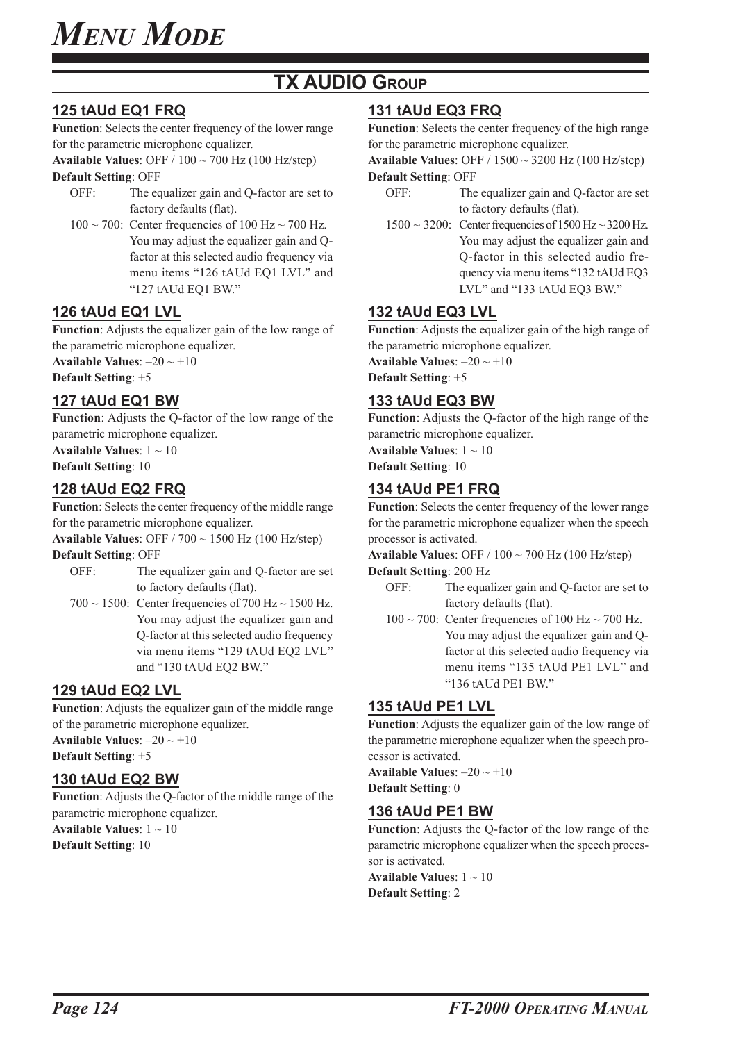# Menu Mode

## TX AUDIO Group

### 125 tAUd EQ1 FRQ

**Function**: Selects the center frequency of the lower range for the parametric microphone equalizer.
**Available Values**: OFF / 100 ~ 700 Hz (100 Hz/step)
**Default Setting**: OFF

- OFF: The equalizer gain and Q-factor are set to factory defaults (flat).
- 100 ~ 700: Center frequencies of 100 Hz ~ 700 Hz. You may adjust the equalizer gain and Q-factor at this selected audio frequency via menu items "126 tAUd EQ1 LVL" and "127 tAUd EQ1 BW."

### 126 tAUd EQ1 LVL

**Function**: Adjusts the equalizer gain of the low range of the parametric microphone equalizer.
**Available Values**: –20 ~ +10
**Default Setting**: +5

### 127 tAUd EQ1 BW

**Function**: Adjusts the Q-factor of the low range of the parametric microphone equalizer.
**Available Values**: 1 ~ 10
**Default Setting**: 10

### 128 tAUd EQ2 FRQ

**Function**: Selects the center frequency of the middle range for the parametric microphone equalizer.
**Available Values**: OFF / 700 ~ 1500 Hz (100 Hz/step)
**Default Setting**: OFF

- OFF: The equalizer gain and Q-factor are set to factory defaults (flat).
- 700 ~ 1500: Center frequencies of 700 Hz ~ 1500 Hz. You may adjust the equalizer gain and Q-factor at this selected audio frequency via menu items "129 tAUd EQ2 LVL" and "130 tAUd EQ2 BW."

### 129 tAUd EQ2 LVL

**Function**: Adjusts the equalizer gain of the middle range of the parametric microphone equalizer.
**Available Values**: –20 ~ +10
**Default Setting**: +5

### 130 tAUd EQ2 BW

**Function**: Adjusts the Q-factor of the middle range of the parametric microphone equalizer.
**Available Values**: 1 ~ 10
**Default Setting**: 10

### 131 tAUd EQ3 FRQ

**Function**: Selects the center frequency of the high range for the parametric microphone equalizer.
**Available Values**: OFF / 1500 ~ 3200 Hz (100 Hz/step)
**Default Setting**: OFF

- OFF: The equalizer gain and Q-factor are set to factory defaults (flat).
- 1500 ~ 3200: Center frequencies of 1500 Hz ~ 3200 Hz. You may adjust the equalizer gain and Q-factor in this selected audio frequency via menu items "132 tAUd EQ3 LVL" and "133 tAUd EQ3 BW."

### 132 tAUd EQ3 LVL

**Function**: Adjusts the equalizer gain of the high range of the parametric microphone equalizer.
**Available Values**: –20 ~ +10
**Default Setting**: +5

### 133 tAUd EQ3 BW

**Function**: Adjusts the Q-factor of the high range of the parametric microphone equalizer.
**Available Values**: 1 ~ 10
**Default Setting**: 10

### 134 tAUd PE1 FRQ

**Function**: Selects the center frequency of the lower range for the parametric microphone equalizer when the speech processor is activated.
**Available Values**: OFF / 100 ~ 700 Hz (100 Hz/step)
**Default Setting**: 200 Hz

- OFF: The equalizer gain and Q-factor are set to factory defaults (flat).
- 100 ~ 700: Center frequencies of 100 Hz ~ 700 Hz. You may adjust the equalizer gain and Q-factor at this selected audio frequency via menu items "135 tAUd PE1 LVL" and "136 tAUd PE1 BW."

### 135 tAUd PE1 LVL

**Function**: Adjusts the equalizer gain of the low range of the parametric microphone equalizer when the speech processor is activated.
**Available Values**: –20 ~ +10
**Default Setting**: 0

### 136 tAUd PE1 BW

**Function**: Adjusts the Q-factor of the low range of the parametric microphone equalizer when the speech processor is activated.
**Available Values**: 1 ~ 10
**Default Setting**: 2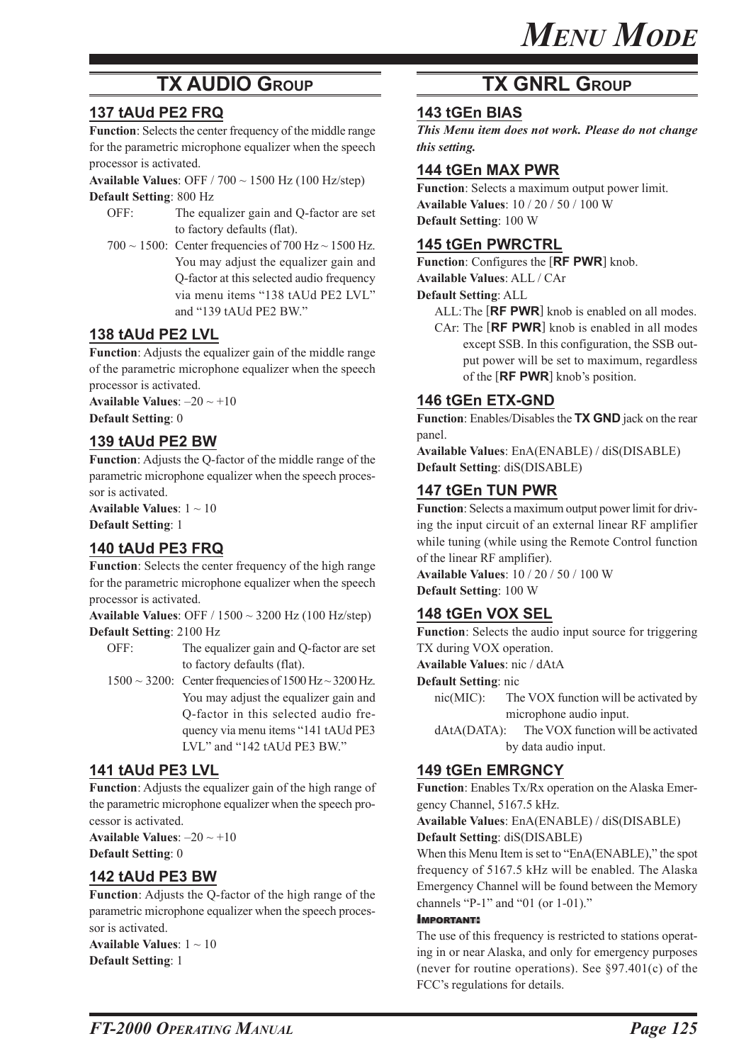## TX AUDIO GROUP

### 137 tAUd PE2 FRQ

**Function**: Selects the center frequency of the middle range for the parametric microphone equalizer when the speech processor is activated.

**Available Values**: OFF / 700 ~ 1500 Hz (100 Hz/step)

**Default Setting**: 800 Hz

OFF: The equalizer gain and Q-factor are set to factory defaults (flat).

700 ~ 1500: Center frequencies of 700 Hz ~ 1500 Hz. You may adjust the equalizer gain and Q-factor at this selected audio frequency via menu items "138 tAUd PE2 LVL" and "139 tAUd PE2 BW."

### 138 tAUd PE2 LVL

**Function**: Adjusts the equalizer gain of the middle range of the parametric microphone equalizer when the speech processor is activated.

**Available Values**: –20 ~ +10

**Default Setting**: 0

### 139 tAUd PE2 BW

**Function**: Adjusts the Q-factor of the middle range of the parametric microphone equalizer when the speech processor is activated.

**Available Values**: 1 ~ 10

**Default Setting**: 1

### 140 tAUd PE3 FRQ

**Function**: Selects the center frequency of the high range for the parametric microphone equalizer when the speech processor is activated.

**Available Values**: OFF / 1500 ~ 3200 Hz (100 Hz/step)

**Default Setting**: 2100 Hz

OFF: The equalizer gain and Q-factor are set to factory defaults (flat).

1500 ~ 3200: Center frequencies of 1500 Hz ~ 3200 Hz. You may adjust the equalizer gain and Q-factor in this selected audio frequency via menu items "141 tAUd PE3 LVL" and "142 tAUd PE3 BW."

### 141 tAUd PE3 LVL

**Function**: Adjusts the equalizer gain of the high range of the parametric microphone equalizer when the speech processor is activated.

**Available Values**: –20 ~ +10

**Default Setting**: 0

### 142 tAUd PE3 BW

**Function**: Adjusts the Q-factor of the high range of the parametric microphone equalizer when the speech processor is activated.

**Available Values**: 1 ~ 10

**Default Setting**: 1

## TX GNRL GROUP

### 143 tGEn BIAS

***This Menu item does not work. Please do not change this setting.***

### 144 tGEn MAX PWR

**Function**: Selects a maximum output power limit.

**Available Values**: 10 / 20 / 50 / 100 W

**Default Setting**: 100 W

### 145 tGEn PWRCTRL

**Function**: Configures the [**RF PWR**] knob.

**Available Values**: ALL / CAr

**Default Setting**: ALL

ALL: The [**RF PWR**] knob is enabled on all modes.

CAr: The [**RF PWR**] knob is enabled in all modes except SSB. In this configuration, the SSB output power will be set to maximum, regardless of the [**RF PWR**] knob's position.

### 146 tGEn ETX-GND

**Function**: Enables/Disables the **TX GND** jack on the rear panel.

**Available Values**: EnA(ENABLE) / diS(DISABLE)

**Default Setting**: diS(DISABLE)

### 147 tGEn TUN PWR

**Function**: Selects a maximum output power limit for driving the input circuit of an external linear RF amplifier while tuning (while using the Remote Control function of the linear RF amplifier).

**Available Values**: 10 / 20 / 50 / 100 W

**Default Setting**: 100 W

### 148 tGEn VOX SEL

**Function**: Selects the audio input source for triggering TX during VOX operation.

**Available Values**: nic / dAtA

**Default Setting**: nic

nic(MIC): The VOX function will be activated by microphone audio input.

dAtA(DATA): The VOX function will be activated by data audio input.

### 149 tGEn EMRGNCY

**Function**: Enables Tx/Rx operation on the Alaska Emergency Channel, 5167.5 kHz.

**Available Values**: EnA(ENABLE) / diS(DISABLE)

**Default Setting**: diS(DISABLE)

When this Menu Item is set to "EnA(ENABLE)," the spot frequency of 5167.5 kHz will be enabled. The Alaska Emergency Channel will be found between the Memory channels "P-1" and "01 (or 1-01)."

**IMPORTANT:**

The use of this frequency is restricted to stations operating in or near Alaska, and only for emergency purposes (never for routine operations). See §97.401(c) of the FCC's regulations for details.